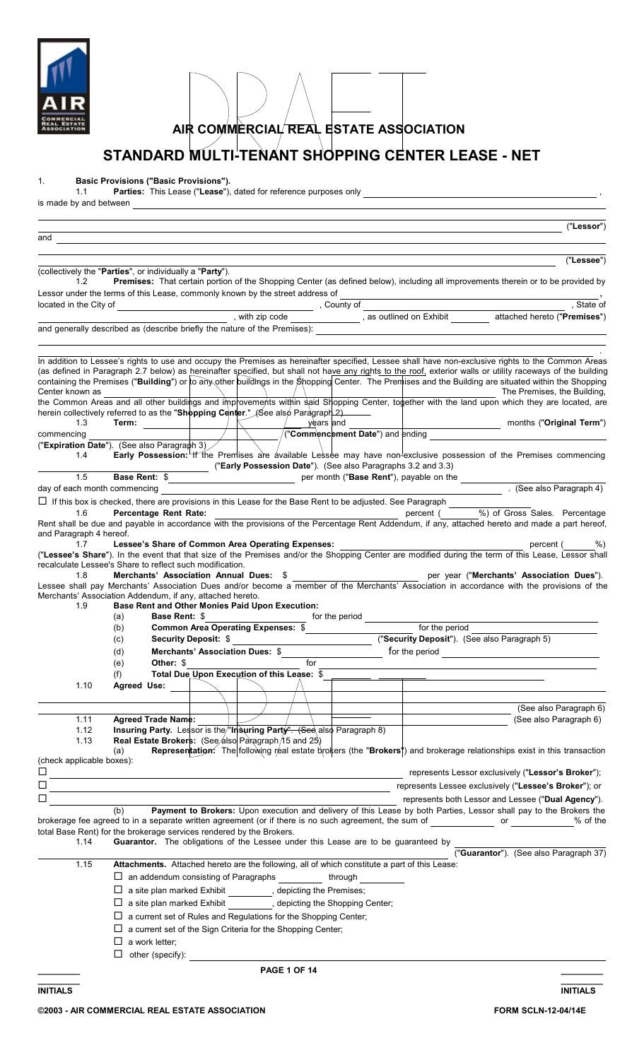# AIR COMMERCIAL REAL ESTATE ASSOCIATION

## STANDARD MULTI-TENANT SHOPPING CENTER LEASE - NET

1. **Basic Provisions ("Basic Provisions").**

1.1 **Parties:** This Lease ("**Lease**"), dated for reference purposes only _______________,
is made by and between _______________ ("**Lessor**")
and _______________ ("**Lessee**")
(collectively the "**Parties**", or individually a "**Party**").

1.2 **Premises:** That certain portion of the Shopping Center (as defined below), including all improvements therein or to be provided by Lessor under the terms of this Lease, commonly known by the street address of _______________, located in the City of _______________, County of _______________, State of _______________, with zip code _______________, as outlined on Exhibit _______ attached hereto ("**Premises**") and generally described as (describe briefly the nature of the Premises): _______________.

In addition to Lessee's rights to use and occupy the Premises as hereinafter specified, Lessee shall have non-exclusive rights to the Common Areas (as defined in Paragraph 2.7 below) as hereinafter specified, but shall not have any rights to the roof, exterior walls or utility raceways of the building containing the Premises ("**Building**") or to any other buildings in the Shopping Center. The Premises and the Building are situated within the Shopping Center known as _______________. The Premises, the Building, the Common Areas and all other buildings and improvements within said Shopping Center, together with the land upon which they are located, are herein collectively referred to as the "**Shopping Center**." (See also Paragraph 2)

1.3 **Term:** _______ years and _______ months ("**Original Term**") commencing _______________ ("**Commencement Date**") and ending _______________ ("**Expiration Date**"). (See also Paragraph 3)

1.4 **Early Possession:** If the Premises are available Lessee may have non-exclusive possession of the Premises commencing _______________ ("**Early Possession Date**"). (See also Paragraphs 3.2 and 3.3)

1.5 **Base Rent:** $_______________ per month ("**Base Rent**"), payable on the _______ day of each month commencing _______________. (See also Paragraph 4)

☐ If this box is checked, there are provisions in this Lease for the Base Rent to be adjusted. See Paragraph _______

1.6 **Percentage Rent Rate:** _______________ percent (_______%) of Gross Sales. Percentage Rent shall be due and payable in accordance with the provisions of the Percentage Rent Addendum, if any, attached hereto and made a part hereof, and Paragraph 4 hereof.

1.7 **Lessee's Share of Common Area Operating Expenses:** _______________ percent (_______%) ("**Lessee's Share**"). In the event that that size of the Premises and/or the Shopping Center are modified during the term of this Lease, Lessor shall recalculate Lessee's Share to reflect such modification.

1.8 **Merchants' Association Annual Dues:** $_______________ per year ("**Merchants' Association Dues**"). Lessee shall pay Merchants' Association Dues and/or become a member of the Merchants' Association in accordance with the provisions of the Merchants' Association Addendum, if any, attached hereto.

1.9 **Base Rent and Other Monies Paid Upon Execution:**

(a) **Base Rent:** $_______________ for the period _______________

(b) **Common Area Operating Expenses:** $_______________ for the period _______________

(c) **Security Deposit:** $_______________ ("**Security Deposit**"). (See also Paragraph 5)

(d) **Merchants' Association Dues:** $_______________ for the period _______________

(e) **Other:** $_______________ for _______________

(f) **Total Due Upon Execution of this Lease:** $_______________

1.10 **Agreed Use:** _______________ (See also Paragraph 6)

1.11 **Agreed Trade Name:** _______________ (See also Paragraph 6)

1.12 **Insuring Party.** Lessor is the "**Insuring Party**". (See also Paragraph 8)

1.13 **Real Estate Brokers:** (See also Paragraph 15 and 25)

(a) **Representation:** The following real estate brokers (the "**Brokers**") and brokerage relationships exist in this transaction (check applicable boxes):

☐ _______________ represents Lessor exclusively ("**Lessor's Broker**");

☐ _______________ represents Lessee exclusively ("**Lessee's Broker**"); or

☐ _______________ represents both Lessor and Lessee ("**Dual Agency**").

(b) **Payment to Brokers:** Upon execution and delivery of this Lease by both Parties, Lessor shall pay to the Brokers the brokerage fee agreed to in a separate written agreement (or if there is no such agreement, the sum of _______ or _______% of the total Base Rent) for the brokerage services rendered by the Brokers.

1.14 **Guarantor.** The obligations of the Lessee under this Lease are to be guaranteed by _______________ ("**Guarantor**"). (See also Paragraph 37)

1.15 **Attachments.** Attached hereto are the following, all of which constitute a part of this Lease:

☐ an addendum consisting of Paragraphs _______ through _______;

☐ a site plan marked Exhibit _______, depicting the Premises;

☐ a site plan marked Exhibit _______, depicting the Shopping Center;

☐ a current set of Rules and Regulations for the Shopping Center;

☐ a current set of the Sign Criteria for the Shopping Center;

☐ a work letter;

☐ other (specify): _______________

_________ INITIALS　　　　_________ INITIALS

©2003 - AIR COMMERCIAL REAL ESTATE ASSOCIATION　　　　FORM SCLN-12-04/14E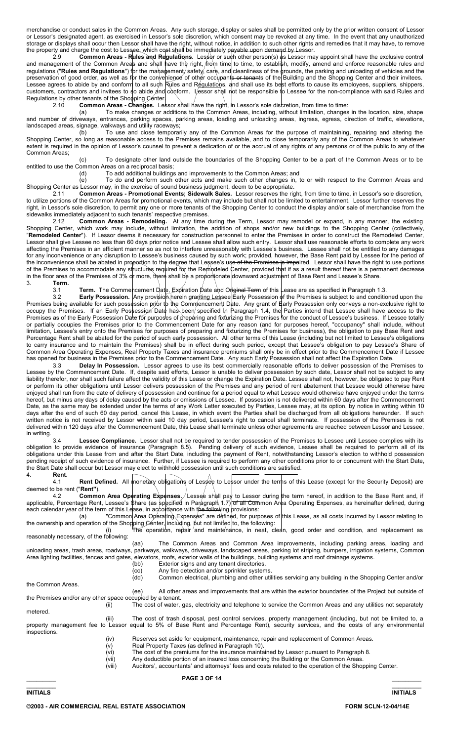merchandise or conduct sales in the Common Areas. Any such storage, display or sales shall be permitted only by the prior written consent of Lessor or Lessor's designated agent, as exercised in Lessor's sole discretion, which consent may be revoked at any time. In the event that any unauthorized storage or displays shall occur then Lessor shall have the right, without notice, in addition to such other rights and remedies that it may have, to remove the property and charge the cost to Lessee, which cost shall be immediately payable upon demand by Lessor.

2.9 **Common Areas - Rules and Regulations.** Lessor or such other person(s) as Lessor may appoint shall have the exclusive control and management of the Common Areas and shall have the right, from time to time, to establish, modify, amend and enforce reasonable rules and regulations ("**Rules and Regulations**") for the management, safety, care, and cleanliness of the grounds, the parking and unloading of vehicles and the preservation of good order, as well as for the convenience of other occupants or tenants of the Building and the Shopping Center and their invitees. Lessee agrees to abide by and conform to all such Rules and Regulations, and shall use its best efforts to cause its employees, suppliers, shippers, customers, contractors and invitees to so abide and conform. Lessor shall not be responsible to Lessee for the non-compliance with said Rules and Regulations by other tenants of the Shopping Center.

2.10 **Common Areas - Changes.** Lessor shall have the right, in Lessor's sole discretion, from time to time:

(a) To make changes or additions to the Common Areas, including, without limitation, changes in the location, size, shape and number of driveways, entrances, parking spaces, parking areas, loading and unloading areas, ingress, egress, direction of traffic, elevations, landscaped areas, signage, walkways and utility raceways;

(b) To use and close temporarily any of the Common Areas for the purpose of maintaining, repairing and altering the Shopping Center, so long as reasonable access to the Premises remains available, and to close temporarily any of the Common Areas to whatever extent is required in the opinion of Lessor's counsel to prevent a dedication of or the accrual of any rights of any persons or of the public to any of the Common Areas;

(c) To designate other land outside the boundaries of the Shopping Center to be a part of the Common Areas or to be entitled to use the Common Areas on a reciprocal basis;

(d) To add additional buildings and improvements to the Common Areas; and

(e) To do and perform such other acts and make such other changes in, to or with respect to the Common Areas and Shopping Center as Lessor may, in the exercise of sound business judgment, deem to be appropriate.

2.11 **Common Areas - Promotional Events; Sidewalk Sales.** Lessor reserves the right, from time to time, in Lessor's sole discretion, to utilize portions of the Common Areas for promotional events, which may include but shall not be limited to entertainment. Lessor further reserves the right, in Lessor's sole discretion, to permit any one or more tenants of the Shopping Center to conduct the display and/or sale of merchandise from the sidewalks immediately adjacent to such tenants' respective premises.

2.12 **Common Areas - Remodeling.** At any time during the Term, Lessor may remodel or expand, in any manner, the existing Shopping Center, which work may include, without limitation, the addition of shops and/or new buildings to the Shopping Center (collectively, "**Remodeled Center**"). If Lessor deems it necessary for construction personnel to enter the Premises in order to construct the Remodeled Center, Lessor shall give Lessee no less than 60 days prior notice and Lessee shall allow such entry. Lessor shall use reasonable efforts to complete any work affecting the Premises in an efficient manner so as not to interfere unreasonably with Lessee's business. Lessee shall not be entitled to any damages for any inconvenience or any disruption to Lessee's business caused by such work; provided, however, the Base Rent paid by Lessee for the period of the inconvenience shall be abated in proportion to the degree that Lessee's use of the Premises is impaired. Lessor shall have the right to use portions of the Premises to accommodate any structures required for the Remodeled Center, provided that if as a result thereof there is a permanent decrease in the floor area of the Premises of 3% or more, there shall be a proportionate downward adjustment of Base Rent and Lessee's Share.

3. **Term.**

3.1 **Term.** The Commencement Date, Expiration Date and Original Term of this Lease are as specified in Paragraph 1.3.

3.2 **Early Possession.** Any provision herein granting Lessee Early Possession of the Premises is subject to and conditioned upon the Premises being available for such possession prior to the Commencement Date. Any grant of Early Possession only conveys a non-exclusive right to occupy the Premises. If an Early Possession Date has been specified in Paragraph 1.4, the Parties intend that Lessee shall have access to the Premises as of the Early Possession Date for purposes of preparing and fixturizing the Premises for the conduct of Lessee's business. If Lessee totally or partially occupies the Premises prior to the Commencement Date for any reason (and for purposes hereof, "occupancy" shall include, without limitation, Lessee's entry onto the Premises for purposes of preparing and fixturizing the Premises for business), the obligation to pay Base Rent and Percentage Rent shall be abated for the period of such early possession. All other terms of this Lease (including but not limited to Lessee's obligations to carry insurance and to maintain the Premises) shall be in effect during such period, except that Lessee's obligation to pay Lessee's Share of Common Area Operating Expenses, Real Property Taxes and insurance premiums shall only be in effect prior to the Commencement Date if Lessee has opened for business in the Premises prior to the Commencement Date. Any such Early Possession shall not affect the Expiration Date.

3.3 **Delay In Possession.** Lessor agrees to use its best commercially reasonable efforts to deliver possession of the Premises to Lessee by the Commencement Date. If, despite said efforts, Lessor is unable to deliver possession by such date, Lessor shall not be subject to any liability therefor, nor shall such failure affect the validity of this Lease or change the Expiration Date. Lessee shall not, however, be obligated to pay Rent or perform its other obligations until Lessor delivers possession of the Premises and any period of rent abatement that Lessee would otherwise have enjoyed shall run from the date of delivery of possession and continue for a period equal to what Lessee would otherwise have enjoyed under the terms hereof, but minus any days of delay caused by the acts or omissions of Lessee. If possession is not delivered within 60 days after the Commencement Date, as the same may be extended under the terms of any Work Letter executed by Parties, Lessee may, at its option, by notice in writing within 10 days after the end of such 60 day period, cancel this Lease, in which event the Parties shall be discharged from all obligations hereunder. If such written notice is not received by Lessor within said 10 day period, Lessee's right to cancel shall terminate. If possession of the Premises is not delivered within 120 days after the Commencement Date, this Lease shall terminate unless other agreements are reached between Lessor and Lessee, in writing.

3.4 **Lessee Compliance.** Lessor shall not be required to tender possession of the Premises to Lessee until Lessee complies with its obligation to provide evidence of insurance (Paragraph 8.5). Pending delivery of such evidence, Lessee shall be required to perform all of its obligations under this Lease from and after the Start Date, including the payment of Rent, notwithstanding Lessor's election to withhold possession pending receipt of such evidence of insurance. Further, if Lessee is required to perform any other conditions prior to or concurrent with the Start Date, the Start Date shall occur but Lessor may elect to withhold possession until such conditions are satisfied.

4. **Rent.**

4.1 **Rent Defined.** All monetary obligations of Lessee to Lessor under the terms of this Lease (except for the Security Deposit) are deemed to be rent ("**Rent**").

4.2 **Common Area Operating Expenses.** Lessee shall pay to Lessor during the term hereof, in addition to the Base Rent and, if applicable, Percentage Rent, Lessee's Share (as specified in Paragraph 1.7) of all Common Area Operating Expenses, as hereinafter defined, during each calendar year of the term of this Lease, in accordance with the following provisions:

(a) "Common Area Operating Expenses" are defined, for purposes of this Lease, as all costs incurred by Lessor relating to the ownership and operation of the Shopping Center, including, but not limited to, the following:

(i) The operation, repair and maintenance, in neat, clean, good order and condition, and replacement as reasonably necessary, of the following:

(aa) The Common Areas and Common Area improvements, including parking areas, loading and unloading areas, trash areas, roadways, parkways, walkways, driveways, landscaped areas, parking lot striping, bumpers, irrigation systems, Common Area lighting facilities, fences and gates, elevators, roofs, exterior walls of the buildings, building systems and roof drainage systems.

(bb) Exterior signs and any tenant directories.

(cc) Any fire detection and/or sprinkler systems.

(dd) Common electrical, plumbing and other utilities servicing any building in the Shopping Center and/or the Common Areas.

(ee) All other areas and improvements that are within the exterior boundaries of the Project but outside of the Premises and/or any other space occupied by a tenant.

(ii) The cost of water, gas, electricity and telephone to service the Common Areas and any utilities not separately metered.

(iii) The cost of trash disposal, pest control services, property management (including, but not be limited to, a property management fee to Lessor equal to 5% of Base Rent and Percentage Rent), security services, and the costs of any environmental inspections.

(iv) Reserves set aside for equipment, maintenance, repair and replacement of Common Areas.

(v) Real Property Taxes (as defined in Paragraph 10).

(vi) The cost of the premiums for the insurance maintained by Lessor pursuant to Paragraph 8.

(vii) Any deductible portion of an insured loss concerning the Building or the Common Areas.

(viii) Auditors', accountants' and attorneys' fees and costs related to the operation of the Shopping Center.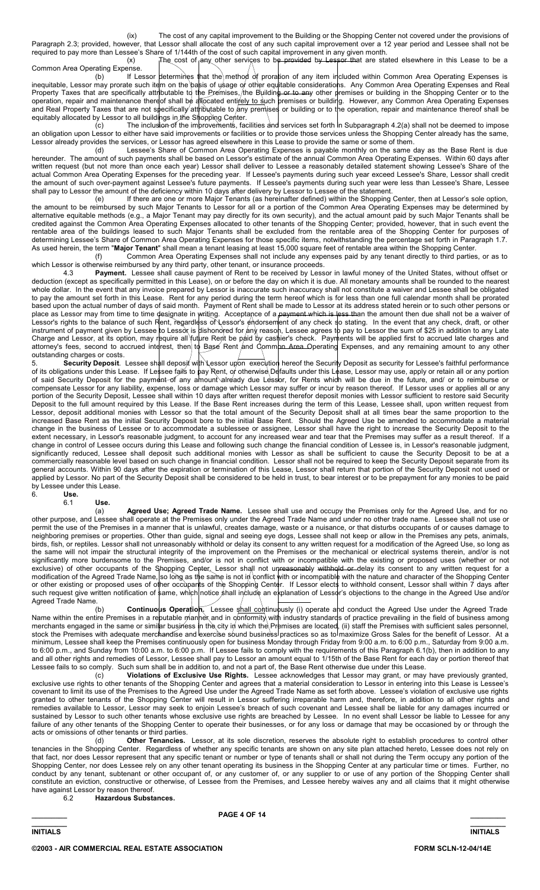(ix) The cost of any capital improvement to the Building or the Shopping Center not covered under the provisions of Paragraph 2.3; provided, however, that Lessor shall allocate the cost of any such capital improvement over a 12 year period and Lessee shall not be required to pay more than Lessee's Share of 1/144th of the cost of such capital improvement in any given month.

(x) The cost of any other services to be provided by Lessor that are stated elsewhere in this Lease to be a Common Area Operating Expense.

(b) If Lessor determines that the method of proration of any item included within Common Area Operating Expenses is inequitable, Lessor may prorate such item on the basis of usage or other equitable considerations. Any Common Area Operating Expenses and Real Property Taxes that are specifically attributable to the Premises, the Building or to any other premises or building in the Shopping Center or to the operation, repair and maintenance thereof shall be allocated entirely to such premises or building. However, any Common Area Operating Expenses and Real Property Taxes that are not specifically attributable to any premises or building or to the operation, repair and maintenance thereof shall be equitably allocated by Lessor to all buildings in the Shopping Center.

(c) The inclusion of the improvements, facilities and services set forth in Subparagraph 4.2(a) shall not be deemed to impose an obligation upon Lessor to either have said improvements or facilities or to provide those services unless the Shopping Center already has the same, Lessor already provides the services, or Lessor has agreed elsewhere in this Lease to provide the same or some of them.

(d) Lessee's Share of Common Area Operating Expenses is payable monthly on the same day as the Base Rent is due hereunder. The amount of such payments shall be based on Lessor's estimate of the annual Common Area Operating Expenses. Within 60 days after written request (but not more than once each year) Lessor shall deliver to Lessee a reasonably detailed statement showing Lessee's Share of the actual Common Area Operating Expenses for the preceding year. If Lessee's payments during such year exceed Lessee's Share, Lessor shall credit the amount of such over-payment against Lessee's future payments. If Lessee's payments during such year were less than Lessee's Share, Lessee shall pay to Lessor the amount of the deficiency within 10 days after delivery by Lessor to Lessee of the statement.

(e) If there are one or more Major Tenants (as hereinafter defined) within the Shopping Center, then at Lessor's sole option, the amount to be reimbursed by such Major Tenants to Lessor for all or a portion of the Common Area Operating Expenses may be determined by alternative equitable methods (e.g., a Major Tenant may pay directly for its own security), and the actual amount paid by such Major Tenants shall be credited against the Common Area Operating Expenses allocated to other tenants of the Shopping Center; provided, however, that in such event the rentable area of the buildings leased to such Major Tenants shall be excluded from the rentable area of the Shopping Center for purposes of determining Lessee's Share of Common Area Operating Expenses for those specific items, notwithstanding the percentage set forth in Paragraph 1.7. As used herein, the term "**Major Tenant**" shall mean a tenant leasing at least 15,000 square feet of rentable area within the Shopping Center.

(f) Common Area Operating Expenses shall not include any expenses paid by any tenant directly to third parties, or as to which Lessor is otherwise reimbursed by any third party, other tenant, or insurance proceeds.

4.3 **Payment.** Lessee shall cause payment of Rent to be received by Lessor in lawful money of the United States, without offset or deduction (except as specifically permitted in this Lease), on or before the day on which it is due. All monetary amounts shall be rounded to the nearest whole dollar. In the event that any invoice prepared by Lessor is inaccurate such inaccuracy shall not constitute a waiver and Lessee shall be obligated to pay the amount set forth in this Lease. Rent for any period during the term hereof which is for less than one full calendar month shall be prorated based upon the actual number of days of said month. Payment of Rent shall be made to Lessor at its address stated herein or to such other persons or place as Lessor may from time to time designate in writing. Acceptance of a payment which is less than the amount then due shall not be a waiver of Lessor's rights to the balance of such Rent, regardless of Lessor's endorsement of any check so stating. In the event that any check, draft, or other instrument of payment given by Lessee to Lessor is dishonored for any reason, Lessee agrees to pay to Lessor the sum of $25 in addition to any Late Charge and Lessor, at its option, may require all future Rent be paid by cashier's check. Payments will be applied first to accrued late charges and attorney's fees, second to accrued interest, then to Base Rent and Common Area Operating Expenses, and any remaining amount to any other outstanding charges or costs.

5. **Security Deposit**. Lessee shall deposit with Lessor upon execution hereof the Security Deposit as security for Lessee's faithful performance of its obligations under this Lease. If Lessee fails to pay Rent, or otherwise Defaults under this Lease, Lessor may use, apply or retain all or any portion of said Security Deposit for the payment of any amount already due Lessor, for Rents which will be due in the future, and/ or to reimburse or compensate Lessor for any liability, expense, loss or damage which Lessor may suffer or incur by reason thereof. If Lessor uses or applies all or any portion of the Security Deposit, Lessee shall within 10 days after written request therefor deposit monies with Lessor sufficient to restore said Security Deposit to the full amount required by this Lease. If the Base Rent increases during the term of this Lease, Lessee shall, upon written request from Lessor, deposit additional monies with Lessor so that the total amount of the Security Deposit shall at all times bear the same proportion to the increased Base Rent as the initial Security Deposit bore to the initial Base Rent. Should the Agreed Use be amended to accommodate a material change in the business of Lessee or to accommodate a sublessee or assignee, Lessor shall have the right to increase the Security Deposit to the extent necessary, in Lessor's reasonable judgment, to account for any increased wear and tear that the Premises may suffer as a result thereof. If a change in control of Lessee occurs during this Lease and following such change the financial condition of Lessee is, in Lessor's reasonable judgment, significantly reduced, Lessee shall deposit such additional monies with Lessor as shall be sufficient to cause the Security Deposit to be at a commercially reasonable level based on such change in financial condition. Lessor shall not be required to keep the Security Deposit separate from its general accounts. Within 90 days after the expiration or termination of this Lease, Lessor shall return that portion of the Security Deposit not used or applied by Lessor. No part of the Security Deposit shall be considered to be held in trust, to bear interest or to be prepayment for any monies to be paid by Lessee under this Lease.

6. **Use.**

6.1 **Use.**

(a) **Agreed Use; Agreed Trade Name.** Lessee shall use and occupy the Premises only for the Agreed Use, and for no other purpose, and Lessee shall operate at the Premises only under the Agreed Trade Name and under no other trade name. Lessee shall not use or permit the use of the Premises in a manner that is unlawful, creates damage, waste or a nuisance, or that disturbs occupants of or causes damage to neighboring premises or properties. Other than guide, signal and seeing eye dogs, Lessee shall not keep or allow in the Premises any pets, animals, birds, fish, or reptiles. Lessor shall not unreasonably withhold or delay its consent to any written request for a modification of the Agreed Use, so long as the same will not impair the structural integrity of the improvement on the Premises or the mechanical or electrical systems therein, and/or is not significantly more burdensome to the Premises, and/or is not in conflict with or incompatible with the existing or proposed uses (whether or not exclusive) of other occupants of the Shopping Center. Lessor shall not unreasonably withhold or delay its consent to any written request for a modification of the Agreed Trade Name, so long as the same is not in conflict with or incompatible with the nature and character of the Shopping Center or other existing or proposed uses of other occupants of the Shopping Center. If Lessor elects to withhold consent, Lessor shall within 7 days after such request give written notification of same, which notice shall include an explanation of Lessor's objections to the change in the Agreed Use and/or Agreed Trade Name.

(b) **Continuous Operation.** Lessee shall continuously (i) operate and conduct the Agreed Use under the Agreed Trade Name within the entire Premises in a reputable manner and in conformity with industry standards of practice prevailing in the field of business among merchants engaged in the same or similar business in the city in which the Premises are located, (ii) staff the Premises with sufficient sales personnel, stock the Premises with adequate merchandise and exercise sound business practices so as to maximize Gross Sales for the benefit of Lessor. At a minimum, Lessee shall keep the Premises continuously open for business Monday through Friday from 9:00 a.m. to 6:00 p.m., Saturday from 9:00 a.m. to 6:00 p.m., and Sunday from 10:00 a.m. to 6:00 p.m. If Lessee fails to comply with the requirements of this Paragraph 6.1(b), then in addition to any and all other rights and remedies of Lessor, Lessee shall pay to Lessor an amount equal to 1/15th of the Base Rent for each day or portion thereof that Lessee fails to so comply. Such sum shall be in addition to, and not a part of, the Base Rent otherwise due under this Lease.

(c) **Violations of Exclusive Use Rights.** Lessee acknowledges that Lessor may grant, or may have previously granted, exclusive use rights to other tenants of the Shopping Center and agrees that a material consideration to Lessor in entering into this Lease is Lessee's covenant to limit its use of the Premises to the Agreed Use under the Agreed Trade Name as set forth above. Lessee's violation of exclusive use rights granted to other tenants of the Shopping Center will result in Lessor suffering irreparable harm and, therefore, in addition to all other rights and remedies available to Lessor, Lessor may seek to enjoin Lessee's breach of such covenant and Lessee shall be liable for any damages incurred or sustained by Lessor to such other tenants whose exclusive use rights are breached by Lessee. In no event shall Lessor be liable to Lessee for any failure of any other tenants of the Shopping Center to operate their businesses, or for any loss or damage that may be occasioned by or through the acts or omissions of other tenants or third parties.

(d) **Other Tenancies.** Lessor, at its sole discretion, reserves the absolute right to establish procedures to control other tenancies in the Shopping Center. Regardless of whether any specific tenants are shown on any site plan attached hereto, Lessee does not rely on that fact, nor does Lessor represent that any specific tenant or number or type of tenants shall or shall not during the Term occupy any portion of the Shopping Center, nor does Lessee rely on any other tenant operating its business in the Shopping Center at any particular time or times. Further, no conduct by any tenant, subtenant or other occupant of, or any customer of, or any supplier to or use of any portion of the Shopping Center shall constitute an eviction, constructive or otherwise, of Lessee from the Premises, and Lessee hereby waives any and all claims that it might otherwise have against Lessor by reason thereof.

6.2 **Hazardous Substances.**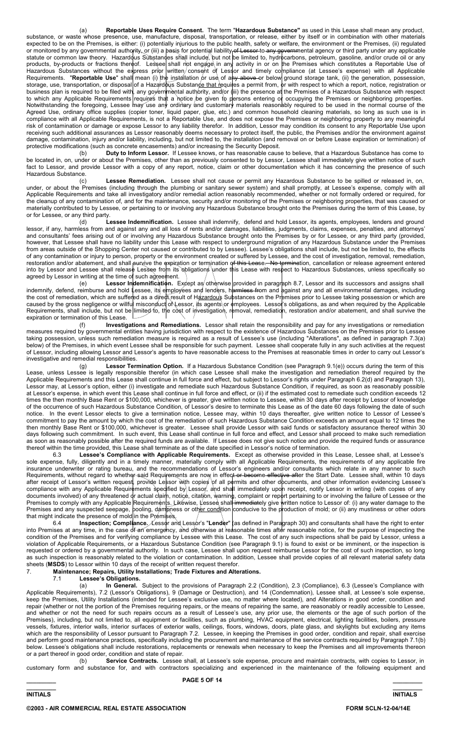(a) **Reportable Uses Require Consent.** The term "**Hazardous Substance**" as used in this Lease shall mean any product, substance, or waste whose presence, use, manufacture, disposal, transportation, or release, either by itself or in combination with other materials expected to be on the Premises, is either: (i) potentially injurious to the public health, safety or welfare, the environment or the Premises, (ii) regulated or monitored by any governmental authority, or (iii) a basis for potential liability ~~of Lessor to any governm~~ental agency or third party under any applicable statute or common law theory. Hazardous Substances shall include, but not be limited to, hydrocarbons, petroleum, gasoline, and/or crude oil or any products, by-products or fractions thereof. Lessee shall not engage in any activity in or on the Premises which constitutes a Reportable Use of Hazardous Substances without the express prior written consent of Lessor and timely compliance (at Lessee's expense) with all Applicable Requirements. "**Reportable Use**" shall mean (i) the installation or use of any ~~above or~~ below ground storage tank, (ii) the generation, possession, storage, use, transportation, or disposal of a Hazardous Substance that requires a permit from, or with respect to which a report, notice, registration or business plan is required to be filed with, any governmental authority, and/or (iii) the presence at the Premises of a Hazardous Substance with respect to which any Applicable Requirements requires that a notice be given to persons entering or occupying the Premises or neighboring properties. Notwithstanding the foregoing, Lessee may use any ordinary and customary materials reasonably required to be used in the normal course of the Agreed Use, ordinary office supplies (copier toner, liquid paper, glue, etc.) and common household cleaning materials, so long as such use is in compliance with all Applicable Requirements, is not a Reportable Use, and does not expose the Premises or neighboring property to any meaningful risk of contamination or damage or expose Lessor to any liability therefor. In addition, Lessor may condition its consent to any Reportable Use upon receiving such additional assurances as Lessor reasonably deems necessary to protect itself, the public, the Premises and/or the environment against damage, contamination, injury and/or liability, including, but not limited to, the installation (and removal on or before Lease expiration or termination) of protective modifications (such as concrete encasements) and/or increasing the Security Deposit.

(b) **Duty to Inform Lessor.** If Lessee knows, or has reasonable cause to believe, that a Hazardous Substance has come to be located in, on, under or about the Premises, other than as previously consented to by Lessor, Lessee shall immediately give written notice of such fact to Lessor, and provide Lessor with a copy of any report, notice, claim or other documentation which it has concerning the presence of such Hazardous Substance.

(c) **Lessee Remediation.** Lessee shall not cause or permit any Hazardous Substance to be spilled or released in, on, under, or about the Premises (including through the plumbing or sanitary sewer system) and shall promptly, at Lessee's expense, comply with all Applicable Requirements and take all investigatory and/or remedial action reasonably recommended, whether or not formally ordered or required, for the cleanup of any contamination of, and for the maintenance, security and/or monitoring of the Premises or neighboring properties, that was caused or materially contributed to by Lessee, or pertaining to or involving any Hazardous Substance brought onto the Premises during the term of this Lease, by or for Lessee, or any third party.

(d) **Lessee Indemnification.** Lessee shall indemnify, defend and hold Lessor, its agents, employees, lenders and ground lessor, if any, harmless from and against any and all loss of rents and/or damages, liabilities, judgments, claims, expenses, penalties, and attorneys' and consultants' fees arising out of or involving any Hazardous Substance brought onto the Premises by or for Lessee, or any third party (provided, however, that Lessee shall have no liability under this Lease with respect to underground migration of any Hazardous Substance under the Premises from areas outside of the Shopping Center not caused or contributed to by Lessee). Lessee's obligations shall include, but not be limited to, the effects of any contamination or injury to person, property or the environment created or suffered by Lessee, and the cost of investigation, removal, remediation, restoration and/or abatement, and shall survive the expiration or termination ~~of this Lease. No termina~~tion, cancellation or release agreement entered into by Lessor and Lessee shall release Lessee from its obligations under this Lease with respect to Hazardous Substances, unless specifically so agreed by Lessor in writing at the time of such agreement.

(e) **Lessor Indemnification.** Except as otherwise provided in paragraph 8.7, Lessor and its successors and assigns shall indemnify, defend, reimburse and hold Lessee, its employees and lenders, harmless from and against any and all environmental damages, including the cost of remediation, which are suffered as a direct result of Hazardous Substances on the Premises prior to Lessee taking possession or which are caused by the gross negligence or willful misconduct of Lessor, its agents or employees. Lessor's obligations, as and when required by the Applicable Requirements, shall include, but not be limited to, the cost of investigation, removal, remediation, restoration and/or abatement, and shall survive the expiration or termination of this Lease.

(f) **Investigations and Remediations.** Lessor shall retain the responsibility and pay for any investigations or remediation measures required by governmental entities having jurisdiction with respect to the existence of Hazardous Substances on the Premises prior to Lessee taking possession, unless such remediation measure is required as a result of Lessee's use (including "Alterations", as defined in paragraph 7.3(a) below) of the Premises, in which event Lessee shall be responsible for such payment. Lessee shall cooperate fully in any such activities at the request of Lessor, including allowing Lessor and Lessor's agents to have reasonable access to the Premises at reasonable times in order to carry out Lessor's investigative and remedial responsibilities.

(g) **Lessor Termination Option.** If a Hazardous Substance Condition (see Paragraph 9.1(e)) occurs during the term of this Lease, unless Lessee is legally responsible therefor (in which case Lessee shall make the investigation and remediation thereof required by the Applicable Requirements and this Lease shall continue in full force and effect, but subject to Lessor's rights under Paragraph 6.2(d) and Paragraph 13), Lessor may, at Lessor's option, either (i) investigate and remediate such Hazardous Substance Condition, if required, as soon as reasonably possible at Lessor's expense, in which event this Lease shall continue in full force and effect, or (ii) if the estimated cost to remediate such condition exceeds 12 times the then monthly Base Rent or $100,000, whichever is greater, give written notice to Lessee, within 30 days after receipt by Lessor of knowledge of the occurrence of such Hazardous Substance Condition, of Lessor's desire to terminate this Lease as of the date 60 days following the date of such notice. In the event Lessor elects to give a termination notice, Lessee may, within 10 days thereafter, give written notice to Lessor of Lessee's commitment to pay the amount by which the cost of the remediation of such Hazardous Substance Condition exceeds an amount equal to 12 times the then monthly Base Rent or $100,000, whichever is greater. Lessee shall provide Lessor with said funds or satisfactory assurance thereof within 30 days following such commitment. In such event, this Lease shall continue in full force and effect, and Lessor shall proceed to make such remediation as soon as reasonably possible after the required funds are available. If Lessee does not give such notice and provide the required funds or assurance thereof within the time provided, this Lease shall terminate as of the date specified in Lessor's notice of termination.

6.3 **Lessee's Compliance with Applicable Requirements.** Except as otherwise provided in this Lease, Lessee shall, at Lessee's sole expense, fully, diligently and in a timely manner, materially comply with all Applicable Requirements, the requirements of any applicable fire insurance underwriter or rating bureau, and the recommendations of Lessor's engineers and/or consultants which relate in any manner to such Requirements, without regard to whether said Requirements are now in effect ~~or become effective after~~ the Start Date. Lessee shall, within 10 days after receipt of Lessor's written request, provide Lessor with copies of all permits and other documents, and other information evidencing Lessee's compliance with any Applicable Requirements specified by Lessor, and shall immediately upon receipt, notify Lessor in writing (with copies of any documents involved) of any threatened or actual claim, notice, citation, warning, complaint or report pertaining to or involving the failure of Lessee or the Premises to comply with any Applicable Requirements. Likewise, Lessee shall ~~immediately~~ give written notice to Lessor of: (i) any water damage to the Premises and any suspected seepage, pooling, dampness or other condition conducive to the production of mold; or (ii) any mustiness or other odors that might indicate the presence of mold in the Premises.

6.4 **Inspection; Compliance.** Lessor and Lessor's "**Lender**" (as defined in Paragraph 30) and consultants shall have the right to enter into Premises at any time, in the case of an emergency, and otherwise at reasonable times after reasonable notice, for the purpose of inspecting the condition of the Premises and for verifying compliance by Lessee with this Lease. The cost of any such inspections shall be paid by Lessor, unless a violation of Applicable Requirements, or a Hazardous Substance Condition (see Paragraph 9.1) is found to exist or be imminent, or the inspection is requested or ordered by a governmental authority. In such case, Lessee shall upon request reimburse Lessor for the cost of such inspection, so long as such inspection is reasonably related to the violation or contamination. In addition, Lessee shall provide copies of all relevant material safety data sheets (**MSDS**) to Lessor within 10 days of the receipt of written request therefor.

7. **Maintenance; Repairs, Utility Installations; Trade Fixtures and Alterations.**

7.1 **Lessee's Obligations.**

(a) **In General.** Subject to the provisions of Paragraph 2.2 (Condition), 2.3 (Compliance), 6.3 (Lessee's Compliance with Applicable Requirements), 7.2 (Lessor's Obligations), 9 (Damage or Destruction), and 14 (Condemnation), Lessee shall, at Lessee's sole expense, keep the Premises, Utility Installations (intended for Lessee's exclusive use, no matter where located), and Alterations in good order, condition and repair (whether or not the portion of the Premises requiring repairs, or the means of repairing the same, are reasonably or readily accessible to Lessee, and whether or not the need for such repairs occurs as a result of Lessee's use, any prior use, the elements or the age of such portion of the Premises), including, but not limited to, all equipment or facilities, such as plumbing, HVAC equipment, electrical, lighting facilities, boilers, pressure vessels, fixtures, interior walls, interior surfaces of exterior walls, ceilings, floors, windows, doors, plate glass, and skylights but excluding any items which are the responsibility of Lessor pursuant to Paragraph 7.2. Lessee, in keeping the Premises in good order, condition and repair, shall exercise and perform good maintenance practices, specifically including the procurement and maintenance of the service contracts required by Paragraph 7.1(b) below. Lessee's obligations shall include restorations, replacements or renewals when necessary to keep the Premises and all improvements thereon or a part thereof in good order, condition and state of repair.

(b) **Service Contracts.** Lessee shall, at Lessee's sole expense, procure and maintain contracts, with copies to Lessor, in customary form and substance for, and with contractors specializing and experienced in the maintenance of the following equipment and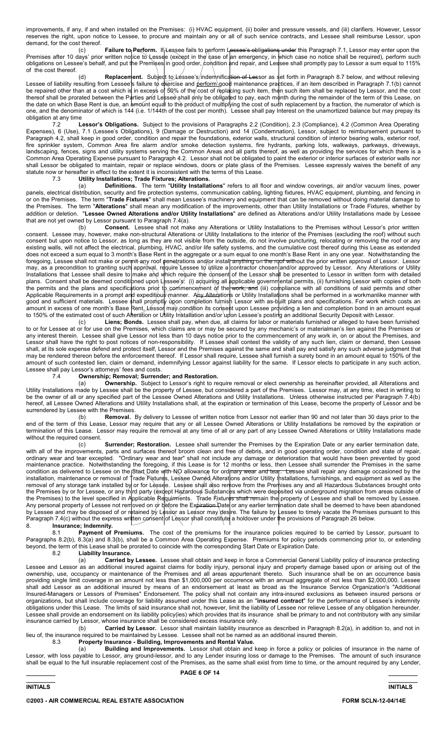improvements, if any, if and when installed on the Premises: (i) HVAC equipment, (ii) boiler and pressure vessels, and (iii) clarifiers. However, Lessor reserves the right, upon notice to Lessee, to procure and maintain any or all of such service contracts, and Lessee shall reimburse Lessor, upon demand, for the cost thereof.

(c) **Failure to Perform.** If Lessee fails to perform Lessee's obligations under this Paragraph 7.1, Lessor may enter upon the Premises after 10 days' prior written notice to Lessee (except in the case of an emergency, in which case no notice shall be required), perform such obligations on Lessee's behalf, and put the Premises in good order, condition and repair, and Lessee shall promptly pay to Lessor a sum equal to 115% of the cost thereof.

(d) **Replacement.** Subject to Lessee's indemnification of Lessor as set forth in Paragraph 8.7 below, and without relieving Lessee of liability resulting from Lessee's failure to exercise and perform good maintenance practices, if an item described in Paragraph 7.1(b) cannot be repaired other than at a cost which is in excess of 50% of the cost of replacing such item, then such item shall be replaced by Lessor, and the cost thereof shall be prorated between the Parties and Lessee shall only be obligated to pay, each month during the remainder of the term of this Lease, on the date on which Base Rent is due, an amount equal to the product of multiplying the cost of such replacement by a fraction, the numerator of which is one, and the denominator of which is 144 (i.e. 1/144th of the cost per month). Lessee shall pay Interest on the unamortized balance but may prepay its obligation at any time

7.2 **Lessor's Obligations.** Subject to the provisions of Paragraphs 2.2 (Condition), 2.3 (Compliance), 4.2 (Common Area Operating Expenses), 6 (Use), 7.1 (Lessee's Obligations), 9 (Damage or Destruction) and 14 (Condemnation), Lessor, subject to reimbursement pursuant to Paragraph 4.2, shall keep in good order, condition and repair the foundations, exterior walls, structural condition of interior bearing walls, exterior roof, fire sprinkler system, Common Area fire alarm and/or smoke detection systems, fire hydrants, parking lots, walkways, parkways, driveways, landscaping, fences, signs and utility systems serving the Common Areas and all parts thereof, as well as providing the services for which there is a Common Area Operating Expense pursuant to Paragraph 4.2. Lessor shall not be obligated to paint the exterior or interior surfaces of exterior walls nor shall Lessor be obligated to maintain, repair or replace windows, doors or plate glass of the Premises. Lessee expressly waives the benefit of any statute now or hereafter in effect to the extent it is inconsistent with the terms of this Lease.

7.3 **Utility Installations; Trade Fixtures; Alterations.**

(a) **Definitions.** The term "**Utility Installations**" refers to all floor and window coverings, air/or vacuum lines, power panels, electrical distribution, security and fire protection systems, communication cabling, lighting fixtures, HVAC equipment, plumbing, and fencing in or on the Premises. The term "**Trade Fixtures**" shall mean Lessee's machinery and equipment that can be removed without doing material damage to the Premises. The term "**Alterations**" shall mean any modification of the improvements, other than Utility Installations or Trade Fixtures, whether by addition or deletion. "**Lessee Owned Alterations and/or Utility Installations**" are defined as Alterations and/or Utility Installations made by Lessee that are not yet owned by Lessor pursuant to Paragraph 7.4(a).

(b) **Consent.** Lessee shall not make any Alterations or Utility Installations to the Premises without Lessor's prior written consent. Lessee may, however, make non-structural Alterations or Utility Installations to the interior of the Premises (excluding the roof) without such consent but upon notice to Lessor, as long as they are not visible from the outside, do not involve puncturing, relocating or removing the roof or any existing walls, will not affect the electrical, plumbing, HVAC, and/or life safety systems, and the cumulative cost thereof during this Lease as extended does not exceed a sum equal to 3 month's Base Rent in the aggregate or a sum equal to one month's Base Rent in any one year. Notwithstanding the foregoing, Lessee shall not make or permit any roof penetrations and/or install anything on the roof without the prior written approval of Lessor. Lessor may, as a precondition to granting such approval, require Lessee to utilize a contractor chosen and/or approved by Lessor. Any Alterations or Utility Installations that Lessee shall desire to make and which require the consent of the Lessor shall be presented to Lessor in written form with detailed plans. Consent shall be deemed conditioned upon Lessee's: (i) acquiring all applicable governmental permits, (ii) furnishing Lessor with copies of both the permits and the plans and specifications prior to commencement of the work, and (iii) compliance with all conditions of said permits and other Applicable Requirements in a prompt and expeditious manner. Any Alterations or Utility Installations shall be performed in a workmanlike manner with good and sufficient materials. Lessee shall promptly upon completion furnish Lessor with as-built plans and specifications. For work which costs an amount in excess of one month's Base Rent, Lessor may condition its consent upon Lessee providing a lien and completion bond in an amount equal to 150% of the estimated cost of such Alteration or Utility Installation and/or upon Lessee's posting an additional Security Deposit with Lessor.

(c) **Liens; Bonds.** Lessee shall pay, when due, all claims for labor or materials furnished or alleged to have been furnished to or for Lessee at or for use on the Premises, which claims are or may be secured by any mechanic's or materialmen's lien against the Premises or any interest therein. Lessee shall give Lessor not less than 10 days notice prior to the commencement of any work in, on or about the Premises, and Lessor shall have the right to post notices of non-responsibility. If Lessee shall contest the validity of any such lien, claim or demand, then Lessee shall, at its sole expense defend and protect itself, Lessor and the Premises against the same and shall pay and satisfy any such adverse judgment that may be rendered thereon before the enforcement thereof. If Lessor shall require, Lessee shall furnish a surety bond in an amount equal to 150% of the amount of such contested lien, claim or demand, indemnifying Lessor against liability for the same. If Lessor elects to participate in any such action, Lessee shall pay Lessor's attorneys' fees and costs.

7.4 **Ownership; Removal; Surrender; and Restoration.**

(a) **Ownership.** Subject to Lessor's right to require removal or elect ownership as hereinafter provided, all Alterations and Utility Installations made by Lessee shall be the property of Lessee, but considered a part of the Premises. Lessor may, at any time, elect in writing to be the owner of all or any specified part of the Lessee Owned Alterations and Utility Installations. Unless otherwise instructed per Paragraph 7.4(b) hereof, all Lessee Owned Alterations and Utility Installations shall, at the expiration or termination of this Lease, become the property of Lessor and be surrendered by Lessee with the Premises.

(b) **Removal.** By delivery to Lessee of written notice from Lessor not earlier than 90 and not later than 30 days prior to the end of the term of this Lease, Lessor may require that any or all Lessee Owned Alterations or Utility Installations be removed by the expiration or termination of this Lease. Lessor may require the removal at any time of all or any part of any Lessee Owned Alterations or Utility Installations made without the required consent.

(c) **Surrender; Restoration.** Lessee shall surrender the Premises by the Expiration Date or any earlier termination date, with all of the improvements, parts and surfaces thereof broom clean and free of debris, and in good operating order, condition and state of repair, ordinary wear and tear excepted. "Ordinary wear and tear" shall not include any damage or deterioration that would have been prevented by good maintenance practice. Notwithstanding the foregoing, if this Lease is for 12 months or less, then Lessee shall surrender the Premises in the same condition as delivered to Lessee on the Start Date with NO allowance for ordinary wear and tear. Lessee shall repair any damage occasioned by the installation, maintenance or removal of Trade Fixtures, Lessee Owned Alterations and/or Utility Installations, furnishings, and equipment as well as the removal of any storage tank installed by or for Lessee. Lessee shall also remove from the Premises any and all Hazardous Substances brought onto the Premises by or for Lessee, or any third party (except Hazardous Substances which were deposited via underground migration from areas outside of the Premises) to the level specified in Applicable Requirements. Trade Fixtures shall remain the property of Lessee and shall be removed by Lessee. Any personal property of Lessee not removed on or before the Expiration Date or any earlier termination date shall be deemed to have been abandoned by Lessee and may be disposed of or retained by Lessor as Lessor may desire. The failure by Lessee to timely vacate the Premises pursuant to this Paragraph 7.4(c) without the express written consent of Lessor shall constitute a holdover under the provisions of Paragraph 26 below.

8. **Insurance; Indemnity.**

8.1 **Payment of Premiums.** The cost of the premiums for the insurance policies required to be carried by Lessor, pursuant to Paragraphs 8.2(b), 8.3(a) and 8.3(b), shall be a Common Area Operating Expense. Premiums for policy periods commencing prior to, or extending beyond, the term of this Lease shall be prorated to coincide with the corresponding Start Date or Expiration Date.

8.2 **Liability Insurance.**

(a) **Carried by Lessee.** Lessee shall obtain and keep in force a Commercial General Liability policy of insurance protecting Lessee and Lessor as an additional insured against claims for bodily injury, personal injury and property damage based upon or arising out of the ownership, use, occupancy or maintenance of the Premises and all areas appurtenant thereto. Such insurance shall be on an occurrence basis providing single limit coverage in an amount not less than $1,000,000 per occurrence with an annual aggregate of not less than $2,000,000. Lessee shall add Lessor as an additional insured by means of an endorsement at least as broad as the Insurance Service Organization's "Additional Insured-Managers or Lessors of Premises" Endorsement. The policy shall not contain any intra-insured exclusions as between insured persons or organizations, but shall include coverage for liability assumed under this Lease as an "**insured contract**" for the performance of Lessee's indemnity obligations under this Lease. The limits of said insurance shall not, however, limit the liability of Lessee nor relieve Lessee of any obligation hereunder. Lessee shall provide an endorsement on its liability policy(ies) which provides that its insurance shall be primary to and not contributory with any similar insurance carried by Lessor, whose insurance shall be considered excess insurance only.

(b) **Carried by Lessor.** Lessor shall maintain liability insurance as described in Paragraph 8.2(a), in addition to, and not in lieu of, the insurance required to be maintained by Lessee. Lessee shall not be named as an additional insured therein.

8.3 **Property Insurance - Building, Improvements and Rental Value.**

(a) **Building and Improvements.** Lessor shall obtain and keep in force a policy or policies of insurance in the name of Lessor, with loss payable to Lessor, any ground-lessor, and to any Lender insuring loss or damage to the Premises. The amount of such insurance shall be equal to the full insurable replacement cost of the Premises, as the same shall exist from time to time, or the amount required by any Lender,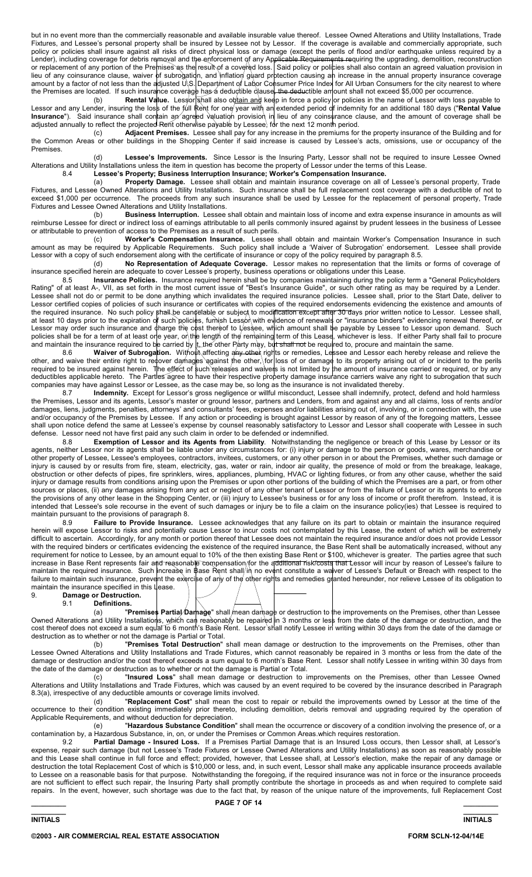but in no event more than the commercially reasonable and available insurable value thereof. Lessee Owned Alterations and Utility Installations, Trade Fixtures, and Lessee's personal property shall be insured by Lessee not by Lessor. If the coverage is available and commercially appropriate, such policy or policies shall insure against all risks of direct physical loss or damage (except the perils of flood and/or earthquake unless required by a Lender), including coverage for debris removal and the enforcement of any Applicable Requirements requiring the upgrading, demolition, reconstruction or replacement of any portion of the Premises as the result of a covered loss. Said policy or policies shall also contain an agreed valuation provision in lieu of any coinsurance clause, waiver of subrogation, and inflation guard protection causing an increase in the annual property insurance coverage amount by a factor of not less than the adjusted U.S. Department of Labor Consumer Price Index for All Urban Consumers for the city nearest to where the Premises are located. If such insurance coverage has a deductible clause, the deductible amount shall not exceed $5,000 per occurrence.

(b) **Rental Value.** Lessor shall also obtain and keep in force a policy or policies in the name of Lessor with loss payable to Lessor and any Lender, insuring the loss of the full Rent for one year with an extended period of indemnity for an additional 180 days ("**Rental Value Insurance**"). Said insurance shall contain an agreed valuation provision in lieu of any coinsurance clause, and the amount of coverage shall be adjusted annually to reflect the projected Rent otherwise payable by Lessee, for the next 12 month period.

(c) **Adjacent Premises.** Lessee shall pay for any increase in the premiums for the property insurance of the Building and for the Common Areas or other buildings in the Shopping Center if said increase is caused by Lessee's acts, omissions, use or occupancy of the Premises.

(d) **Lessee's Improvements.** Since Lessor is the Insuring Party, Lessor shall not be required to insure Lessee Owned Alterations and Utility Installations unless the item in question has become the property of Lessor under the terms of this Lease.

8.4 **Lessee's Property; Business Interruption Insurance; Worker's Compensation Insurance.**

(a) **Property Damage.** Lessee shall obtain and maintain insurance coverage on all of Lessee's personal property, Trade Fixtures, and Lessee Owned Alterations and Utility Installations. Such insurance shall be full replacement cost coverage with a deductible of not to exceed $1,000 per occurrence. The proceeds from any such insurance shall be used by Lessee for the replacement of personal property, Trade Fixtures and Lessee Owned Alterations and Utility Installations.

(b) **Business Interruption.** Lessee shall obtain and maintain loss of income and extra expense insurance in amounts as will reimburse Lessee for direct or indirect loss of earnings attributable to all perils commonly insured against by prudent lessees in the business of Lessee or attributable to prevention of access to the Premises as a result of such perils.

(c) **Worker's Compensation Insurance.** Lessee shall obtain and maintain Worker's Compensation Insurance in such amount as may be required by Applicable Requirements. Such policy shall include a 'Waiver of Subrogation' endorsement. Lessee shall provide Lessor with a copy of such endorsement along with the certificate of insurance or copy of the policy required by paragraph 8.5.

(d) **No Representation of Adequate Coverage.** Lessor makes no representation that the limits or forms of coverage of insurance specified herein are adequate to cover Lessee's property, business operations or obligations under this Lease.

8.5 **Insurance Policies.** Insurance required herein shall be by companies maintaining during the policy term a "General Policyholders Rating" of at least A-, VII, as set forth in the most current issue of "Best's Insurance Guide", or such other rating as may be required by a Lender. Lessee shall not do or permit to be done anything which invalidates the required insurance policies. Lessee shall, prior to the Start Date, deliver to Lessor certified copies of policies of such insurance or certificates with copies of the required endorsements evidencing the existence and amounts of the required insurance. No such policy shall be cancelable or subject to modification except after 30 days prior written notice to Lessor. Lessee shall, at least 10 days prior to the expiration of such policies, furnish Lessor with evidence of renewals or "insurance binders" evidencing renewal thereof, or Lessor may order such insurance and charge the cost thereof to Lessee, which amount shall be payable by Lessee to Lessor upon demand. Such policies shall be for a term of at least one year, or the length of the remaining term of this Lease, whichever is less. If either Party shall fail to procure and maintain the insurance required to be carried by it, the other Party may, but shall not be required to, procure and maintain the same.

8.6 **Waiver of Subrogation.** Without affecting any other rights or remedies, Lessee and Lessor each hereby release and relieve the other, and waive their entire right to recover damages against the other, for loss of or damage to its property arising out of or incident to the perils required to be insured against herein. The effect of such releases and waivers is not limited by the amount of insurance carried or required, or by any deductibles applicable hereto. The Parties agree to have their respective property damage insurance carriers waive any right to subrogation that such companies may have against Lessor or Lessee, as the case may be, so long as the insurance is not invalidated thereby.

8.7 **Indemnity.** Except for Lessor's gross negligence or willful misconduct, Lessee shall indemnify, protect, defend and hold harmless the Premises, Lessor and its agents, Lessor's master or ground lessor, partners and Lenders, from and against any and all claims, loss of rents and/or damages, liens, judgments, penalties, attorneys' and consultants' fees, expenses and/or liabilities arising out of, involving, or in connection with, the use and/or occupancy of the Premises by Lessee. If any action or proceeding is brought against Lessor by reason of any of the foregoing matters, Lessee shall upon notice defend the same at Lessee's expense by counsel reasonably satisfactory to Lessor and Lessor shall cooperate with Lessee in such defense. Lessor need not have first paid any such claim in order to be defended or indemnified.

8.8 **Exemption of Lessor and its Agents from Liability**. Notwithstanding the negligence or breach of this Lease by Lessor or its agents, neither Lessor nor its agents shall be liable under any circumstances for: (i) injury or damage to the person or goods, wares, merchandise or other property of Lessee, Lessee's employees, contractors, invitees, customers, or any other person in or about the Premises, whether such damage or injury is caused by or results from fire, steam, electricity, gas, water or rain, indoor air quality, the presence of mold or from the breakage, leakage, obstruction or other defects of pipes, fire sprinklers, wires, appliances, plumbing, HVAC or lighting fixtures, or from any other cause, whether the said injury or damage results from conditions arising upon the Premises or upon other portions of the building of which the Premises are a part, or from other sources or places, (ii) any damages arising from any act or neglect of any other tenant of Lessor or from the failure of Lessor or its agents to enforce the provisions of any other lease in the Shopping Center, or (iii) injury to Lessee's business or for any loss of income or profit therefrom. Instead, it is intended that Lessee's sole recourse in the event of such damages or injury be to file a claim on the insurance policy(ies) that Lessee is required to maintain pursuant to the provisions of paragraph 8.

8.9 **Failure to Provide Insurance.** Lessee acknowledges that any failure on its part to obtain or maintain the insurance required herein will expose Lessor to risks and potentially cause Lessor to incur costs not contemplated by this Lease, the extent of which will be extremely difficult to ascertain. Accordingly, for any month or portion thereof that Lessee does not maintain the required insurance and/or does not provide Lessor with the required binders or certificates evidencing the existence of the required insurance, the Base Rent shall be automatically increased, without any requirement for notice to Lessee, by an amount equal to 10% of the then existing Base Rent or $100, whichever is greater. The parties agree that such increase in Base Rent represents fair and reasonable compensation for the additional risk/costs that Lessor will incur by reason of Lessee's failure to maintain the required insurance. Such increase in Base Rent shall in no event constitute a waiver of Lessee's Default or Breach with respect to the failure to maintain such insurance, prevent the exercise of any of the other rights and remedies granted hereunder, nor relieve Lessee of its obligation to maintain the insurance specified in this Lease.

9. **Damage or Destruction.**

9.1 **Definitions.**

(a) "**Premises Partial Damage**" shall mean damage or destruction to the improvements on the Premises, other than Lessee Owned Alterations and Utility Installations, which can reasonably be repaired in 3 months or less from the date of the damage or destruction, and the cost thereof does not exceed a sum equal to 6 month's Base Rent. Lessor shall notify Lessee in writing within 30 days from the date of the damage or destruction as to whether or not the damage is Partial or Total.

(b) "**Premises Total Destruction**" shall mean damage or destruction to the improvements on the Premises, other than Lessee Owned Alterations and Utility Installations and Trade Fixtures, which cannot reasonably be repaired in 3 months or less from the date of the damage or destruction and/or the cost thereof exceeds a sum equal to 6 month's Base Rent. Lessor shall notify Lessee in writing within 30 days from the date of the damage or destruction as to whether or not the damage is Partial or Total.

(c) "**Insured Loss**" shall mean damage or destruction to improvements on the Premises, other than Lessee Owned Alterations and Utility Installations and Trade Fixtures, which was caused by an event required to be covered by the insurance described in Paragraph 8.3(a), irrespective of any deductible amounts or coverage limits involved.

(d) "**Replacement Cost**" shall mean the cost to repair or rebuild the improvements owned by Lessor at the time of the occurrence to their condition existing immediately prior thereto, including demolition, debris removal and upgrading required by the operation of Applicable Requirements, and without deduction for depreciation.

(e) "**Hazardous Substance Condition**" shall mean the occurrence or discovery of a condition involving the presence of, or a contamination by, a Hazardous Substance, in, on, or under the Premises or Common Areas.which requires restoration.

9.2 **Partial Damage - Insured Loss.** If a Premises Partial Damage that is an Insured Loss occurs, then Lessor shall, at Lessor's expense, repair such damage (but not Lessee's Trade Fixtures or Lessee Owned Alterations and Utility Installations) as soon as reasonably possible and this Lease shall continue in full force and effect; provided, however, that Lessee shall, at Lessor's election, make the repair of any damage or destruction the total Replacement Cost of which is $10,000 or less, and, in such event, Lessor shall make any applicable insurance proceeds available to Lessee on a reasonable basis for that purpose. Notwithstanding the foregoing, if the required insurance was not in force or the insurance proceeds are not sufficient to effect such repair, the Insuring Party shall promptly contribute the shortage in proceeds as and when required to complete said repairs. In the event, however, such shortage was due to the fact that, by reason of the unique nature of the improvements, full Replacement Cost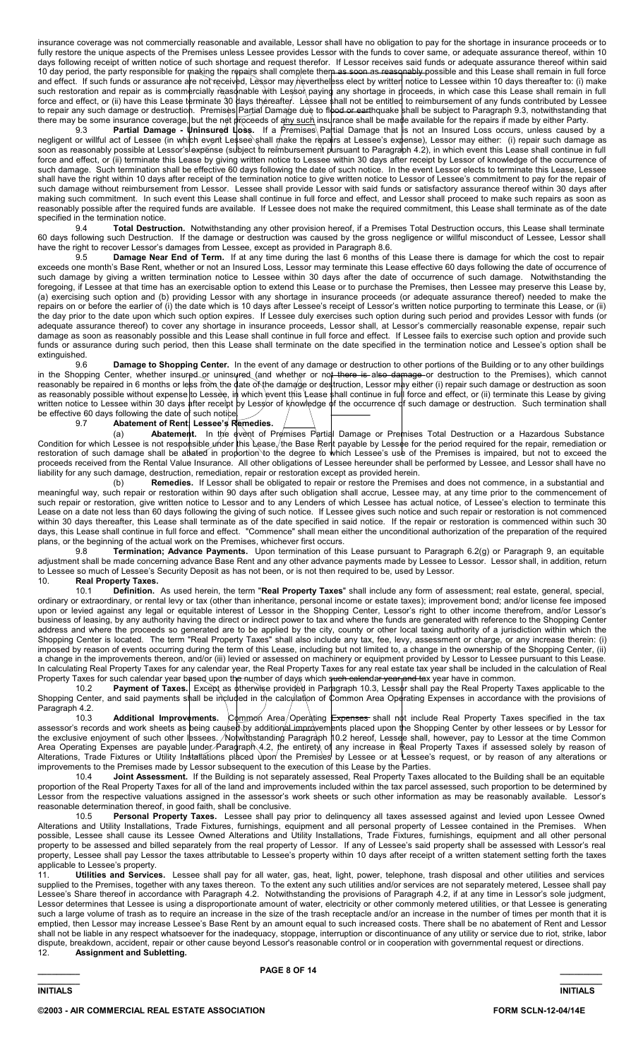insurance coverage was not commercially reasonable and available, Lessor shall have no obligation to pay for the shortage in insurance proceeds or to fully restore the unique aspects of the Premises unless Lessee provides Lessor with the funds to cover same, or adequate assurance thereof, within 10 days following receipt of written notice of such shortage and request therefor. If Lessor receives said funds or adequate assurance thereof within said 10 day period, the party responsible for making the repairs shall complete them as soon as reasonably possible and this Lease shall remain in full force and effect. If such funds or assurance are not received, Lessor may nevertheless elect by written notice to Lessee within 10 days thereafter to: (i) make such restoration and repair as is commercially reasonable with Lessor paying any shortage in proceeds, in which case this Lease shall remain in full force and effect, or (ii) have this Lease terminate 30 days thereafter. Lessee shall not be entitled to reimbursement of any funds contributed by Lessee to repair any such damage or destruction. Premises Partial Damage due to flood or earthquake shall be subject to Paragraph 9.3, notwithstanding that there may be some insurance coverage, but the net proceeds of any such insurance shall be made available for the repairs if made by either Party.

9.3 **Partial Damage - Uninsured Loss.** If a Premises Partial Damage that is not an Insured Loss occurs, unless caused by a negligent or willful act of Lessee (in which event Lessee shall make the repairs at Lessee's expense), Lessor may either: (i) repair such damage as soon as reasonably possible at Lessor's expense (subject to reimbursement pursuant to Paragraph 4.2), in which event this Lease shall continue in full force and effect, or (ii) terminate this Lease by giving written notice to Lessee within 30 days after receipt by Lessor of knowledge of the occurrence of such damage. Such termination shall be effective 60 days following the date of such notice. In the event Lessor elects to terminate this Lease, Lessee shall have the right within 10 days after receipt of the termination notice to give written notice to Lessor of Lessee's commitment to pay for the repair of such damage without reimbursement from Lessor. Lessee shall provide Lessor with said funds or satisfactory assurance thereof within 30 days after making such commitment. In such event this Lease shall continue in full force and effect, and Lessor shall proceed to make such repairs as soon as reasonably possible after the required funds are available. If Lessee does not make the required commitment, this Lease shall terminate as of the date specified in the termination notice.

9.4 **Total Destruction.** Notwithstanding any other provision hereof, if a Premises Total Destruction occurs, this Lease shall terminate 60 days following such Destruction. If the damage or destruction was caused by the gross negligence or willful misconduct of Lessee, Lessor shall have the right to recover Lessor's damages from Lessee, except as provided in Paragraph 8.6.

9.5 **Damage Near End of Term.** If at any time during the last 6 months of this Lease there is damage for which the cost to repair exceeds one month's Base Rent, whether or not an Insured Loss, Lessor may terminate this Lease effective 60 days following the date of occurrence of such damage by giving a written termination notice to Lessee within 30 days after the date of occurrence of such damage. Notwithstanding the foregoing, if Lessee at that time has an exercisable option to extend this Lease or to purchase the Premises, then Lessee may preserve this Lease by, (a) exercising such option and (b) providing Lessor with any shortage in insurance proceeds (or adequate assurance thereof) needed to make the repairs on or before the earlier of (i) the date which is 10 days after Lessee's receipt of Lessor's written notice purporting to terminate this Lease, or (ii) the day prior to the date upon which such option expires. If Lessee duly exercises such option during such period and provides Lessor with funds (or adequate assurance thereof) to cover any shortage in insurance proceeds, Lessor shall, at Lessor's commercially reasonable expense, repair such damage as soon as reasonably possible and this Lease shall continue in full force and effect. If Lessee fails to exercise such option and provide such funds or assurance during such period, then this Lease shall terminate on the date specified in the termination notice and Lessee's option shall be extinguished.

9.6 **Damage to Shopping Center.** In the event of any damage or destruction to other portions of the Building or to any other buildings in the Shopping Center, whether insured or uninsured (and whether or not there is also damage or destruction to the Premises), which cannot reasonably be repaired in 6 months or less from the date of the damage or destruction, Lessor may either (i) repair such damage or destruction as soon as reasonably possible without expense to Lessee, in which event this Lease shall continue in full force and effect, or (ii) terminate this Lease by giving written notice to Lessee within 30 days after receipt by Lessor of knowledge of the occurrence of such damage or destruction. Such termination shall be effective 60 days following the date of such notice.

9.7 **Abatement of Rent; Lessee's Remedies.**

(a) **Abatement.** In the event of Premises Partial Damage or Premises Total Destruction or a Hazardous Substance Condition for which Lessee is not responsible under this Lease, the Base Rent payable by Lessee for the period required for the repair, remediation or restoration of such damage shall be abated in proportion to the degree to which Lessee's use of the Premises is impaired, but not to exceed the proceeds received from the Rental Value Insurance. All other obligations of Lessee hereunder shall be performed by Lessee, and Lessor shall have no liability for any such damage, destruction, remediation, repair or restoration except as provided herein.

(b) **Remedies.** If Lessor shall be obligated to repair or restore the Premises and does not commence, in a substantial and meaningful way, such repair or restoration within 90 days after such obligation shall accrue, Lessee may, at any time prior to the commencement of such repair or restoration, give written notice to Lessor and to any Lenders of which Lessee has actual notice, of Lessee's election to terminate this Lease on a date not less than 60 days following the giving of such notice. If Lessee gives such notice and such repair or restoration is not commenced within 30 days thereafter, this Lease shall terminate as of the date specified in said notice. If the repair or restoration is commenced within such 30 days, this Lease shall continue in full force and effect. "Commence" shall mean either the unconditional authorization of the preparation of the required plans, or the beginning of the actual work on the Premises, whichever first occurs.

9.8 **Termination; Advance Payments.** Upon termination of this Lease pursuant to Paragraph 6.2(g) or Paragraph 9, an equitable adjustment shall be made concerning advance Base Rent and any other advance payments made by Lessee to Lessor. Lessor shall, in addition, return to Lessee so much of Lessee's Security Deposit as has not been, or is not then required to be, used by Lessor.

10. **Real Property Taxes.**

10.1 **Definition.** As used herein, the term "**Real Property Taxes**" shall include any form of assessment; real estate, general, special, ordinary or extraordinary, or rental levy or tax (other than inheritance, personal income or estate taxes); improvement bond; and/or license fee imposed upon or levied against any legal or equitable interest of Lessor in the Shopping Center, Lessor's right to other income therefrom, and/or Lessor's business of leasing, by any authority having the direct or indirect power to tax and where the funds are generated with reference to the Shopping Center address and where the proceeds so generated are to be applied by the city, county or other local taxing authority of a jurisdiction within which the Shopping Center is located. The term "Real Property Taxes" shall also include any tax, fee, levy, assessment or charge, or any increase therein: (i) imposed by reason of events occurring during the term of this Lease, including but not limited to, a change in the ownership of the Shopping Center, (ii) a change in the improvements thereon, and/or (iii) levied or assessed on machinery or equipment provided by Lessor to Lessee pursuant to this Lease. In calculating Real Property Taxes for any calendar year, the Real Property Taxes for any real estate tax year shall be included in the calculation of Real Property Taxes for such calendar year based upon the number of days which such calendar year and tax year have in common.

10.2 **Payment of Taxes.** Except as otherwise provided in Paragraph 10.3, Lessor shall pay the Real Property Taxes applicable to the Shopping Center, and said payments shall be included in the calculation of Common Area Operating Expenses in accordance with the provisions of Paragraph 4.2.

10.3 **Additional Improvements.** Common Area Operating Expenses shall not include Real Property Taxes specified in the tax assessor's records and work sheets as being caused by additional improvements placed upon the Shopping Center by other lessees or by Lessor for the exclusive enjoyment of such other lessees. Notwithstanding Paragraph 10.2 hereof, Lessee shall, however, pay to Lessor at the time Common Area Operating Expenses are payable under Paragraph 4.2, the entirety of any increase in Real Property Taxes if assessed solely by reason of Alterations, Trade Fixtures or Utility Installations placed upon the Premises by Lessee or at Lessee's request, or by reason of any alterations or improvements to the Premises made by Lessor subsequent to the execution of this Lease by the Parties.

10.4 **Joint Assessment.** If the Building is not separately assessed, Real Property Taxes allocated to the Building shall be an equitable proportion of the Real Property Taxes for all of the land and improvements included within the tax parcel assessed, such proportion to be determined by Lessor from the respective valuations assigned in the assessor's work sheets or such other information as may be reasonably available. Lessor's reasonable determination thereof, in good faith, shall be conclusive.

10.5 **Personal Property Taxes.** Lessee shall pay prior to delinquency all taxes assessed against and levied upon Lessee Owned Alterations and Utility Installations, Trade Fixtures, furnishings, equipment and all personal property of Lessee contained in the Premises. When possible, Lessee shall cause its Lessee Owned Alterations and Utility Installations, Trade Fixtures, furnishings, equipment and all other personal property to be assessed and billed separately from the real property of Lessor. If any of Lessee's said property shall be assessed with Lessor's real property, Lessee shall pay Lessor the taxes attributable to Lessee's property within 10 days after receipt of a written statement setting forth the taxes applicable to Lessee's property.

11. **Utilities and Services.** Lessee shall pay for all water, gas, heat, light, power, telephone, trash disposal and other utilities and services supplied to the Premises, together with any taxes thereon. To the extent any such utilities and/or services are not separately metered, Lessee shall pay Lessee's Share thereof in accordance with Paragraph 4.2. Notwithstanding the provisions of Paragraph 4.2, if at any time in Lessor's sole judgment, Lessor determines that Lessee is using a disproportionate amount of water, electricity or other commonly metered utilities, or that Lessee is generating such a large volume of trash as to require an increase in the size of the trash receptacle and/or an increase in the number of times per month that it is emptied, then Lessor may increase Lessee's Base Rent by an amount equal to such increased costs. There shall be no abatement of Rent and Lessor shall not be liable in any respect whatsoever for the inadequacy, stoppage, interruption or discontinuance of any utility or service due to riot, strike, labor dispute, breakdown, accident, repair or other cause beyond Lessor's reasonable control or in cooperation with governmental request or directions.

12. **Assignment and Subletting.**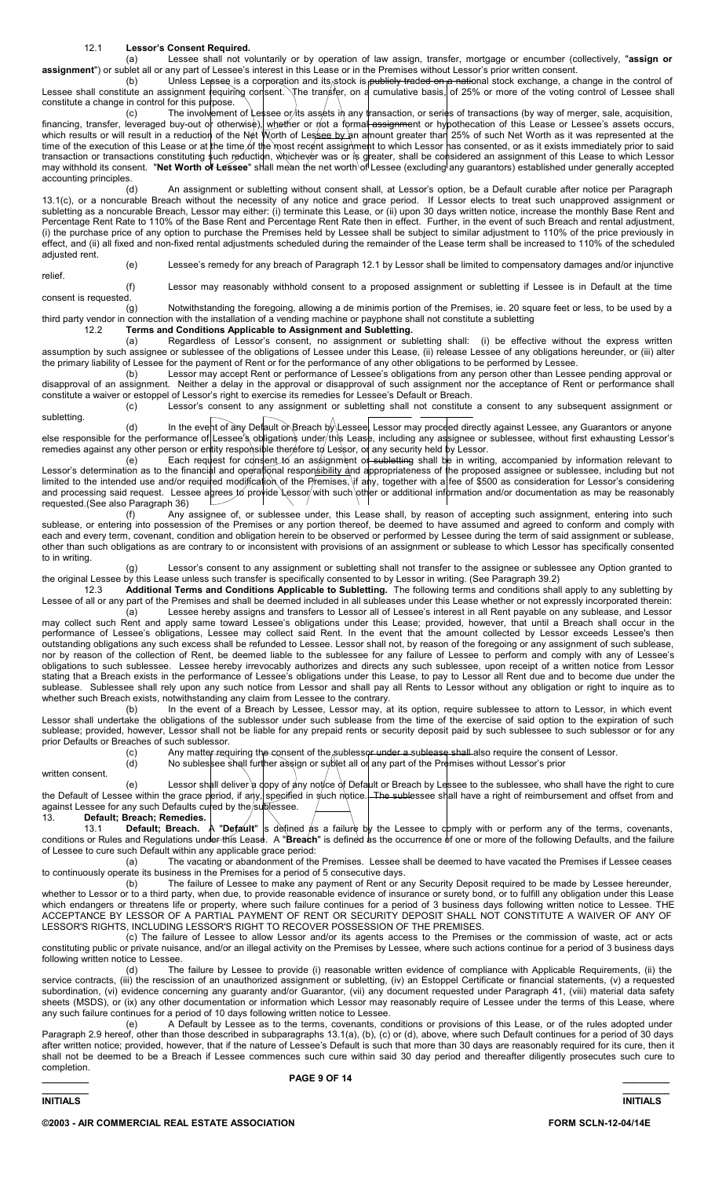12.1 **Lessor's Consent Required.**

(a) Lessee shall not voluntarily or by operation of law assign, transfer, mortgage or encumber (collectively, "**assign or assignment**") or sublet all or any part of Lessee's interest in this Lease or in the Premises without Lessor's prior written consent.

(b) Unless Lessee is a corporation and its stock is publicly traded on a national stock exchange, a change in the control of Lessee shall constitute an assignment requiring consent. The transfer, on a cumulative basis, of 25% or more of the voting control of Lessee shall constitute a change in control for this purpose.

(c) The involvement of Lessee or its assets in any transaction, or series of transactions (by way of merger, sale, acquisition, financing, transfer, leveraged buy-out or otherwise), whether or not a formal assignment or hypothecation of this Lease or Lessee's assets occurs, which results or will result in a reduction of the Net Worth of Lessee by an amount greater than 25% of such Net Worth as it was represented at the time of the execution of this Lease or at the time of the most recent assignment to which Lessor has consented, or as it exists immediately prior to said transaction or transactions constituting such reduction, whichever was or is greater, shall be considered an assignment of this Lease to which Lessor may withhold its consent. "**Net Worth of Lessee**" shall mean the net worth of Lessee (excluding any guarantors) established under generally accepted accounting principles.

(d) An assignment or subletting without consent shall, at Lessor's option, be a Default curable after notice per Paragraph 13.1(c), or a noncurable Breach without the necessity of any notice and grace period. If Lessor elects to treat such unapproved assignment or subletting as a noncurable Breach, Lessor may either: (i) terminate this Lease, or (ii) upon 30 days written notice, increase the monthly Base Rent and Percentage Rent Rate to 110% of the Base Rent and Percentage Rent Rate then in effect. Further, in the event of such Breach and rental adjustment, (i) the purchase price of any option to purchase the Premises held by Lessee shall be subject to similar adjustment to 110% of the price previously in effect, and (ii) all fixed and non-fixed rental adjustments scheduled during the remainder of the Lease term shall be increased to 110% of the scheduled adjusted rent.

(e) Lessee's remedy for any breach of Paragraph 12.1 by Lessor shall be limited to compensatory damages and/or injunctive relief.

(f) Lessor may reasonably withhold consent to a proposed assignment or subletting if Lessee is in Default at the time consent is requested.

(g) Notwithstanding the foregoing, allowing a de minimis portion of the Premises, ie. 20 square feet or less, to be used by a third party vendor in connection with the installation of a vending machine or payphone shall not constitute a subletting

12.2 **Terms and Conditions Applicable to Assignment and Subletting.**

(a) Regardless of Lessor's consent, no assignment or subletting shall: (i) be effective without the express written assumption by such assignee or sublessee of the obligations of Lessee under this Lease, (ii) release Lessee of any obligations hereunder, or (iii) alter the primary liability of Lessee for the payment of Rent or for the performance of any other obligations to be performed by Lessee.

(b) Lessor may accept Rent or performance of Lessee's obligations from any person other than Lessee pending approval or disapproval of an assignment. Neither a delay in the approval or disapproval of such assignment nor the acceptance of Rent or performance shall constitute a waiver or estoppel of Lessor's right to exercise its remedies for Lessee's Default or Breach.

(c) Lessor's consent to any assignment or subletting shall not constitute a consent to any subsequent assignment or subletting.

(d) In the event of any Default or Breach by Lessee, Lessor may proceed directly against Lessee, any Guarantors or anyone else responsible for the performance of Lessee's obligations under this Lease, including any assignee or sublessee, without first exhausting Lessor's remedies against any other person or entity responsible therefore to Lessor, or any security held by Lessor.

(e) Each request for consent to an assignment or subletting shall be in writing, accompanied by information relevant to Lessor's determination as to the financial and operational responsibility and appropriateness of the proposed assignee or sublessee, including but not limited to the intended use and/or required modification of the Premises, if any, together with a fee of $500 as consideration for Lessor's considering and processing said request. Lessee agrees to provide Lessor with such other or additional information and/or documentation as may be reasonably requested.(See also Paragraph 36)

(f) Any assignee of, or sublessee under, this Lease shall, by reason of accepting such assignment, entering into such sublease, or entering into possession of the Premises or any portion thereof, be deemed to have assumed and agreed to conform and comply with each and every term, covenant, condition and obligation herein to be observed or performed by Lessee during the term of said assignment or sublease, other than such obligations as are contrary to or inconsistent with provisions of an assignment or sublease to which Lessor has specifically consented to in writing.

(g) Lessor's consent to any assignment or subletting shall not transfer to the assignee or sublessee any Option granted to the original Lessee by this Lease unless such transfer is specifically consented to by Lessor in writing. (See Paragraph 39.2)

12.3 **Additional Terms and Conditions Applicable to Subletting.** The following terms and conditions shall apply to any subletting by Lessee of all or any part of the Premises and shall be deemed included in all subleases under this Lease whether or not expressly incorporated therein:

(a) Lessee hereby assigns and transfers to Lessor all of Lessee's interest in all Rent payable on any sublease, and Lessor may collect such Rent and apply same toward Lessee's obligations under this Lease; provided, however, that until a Breach shall occur in the performance of Lessee's obligations, Lessee may collect said Rent. In the event that the amount collected by Lessor exceeds Lessee's then outstanding obligations any such excess shall be refunded to Lessee. Lessor shall not, by reason of the foregoing or any assignment of such sublease, nor by reason of the collection of Rent, be deemed liable to the sublessee for any failure of Lessee to perform and comply with any of Lessee's obligations to such sublessee. Lessee hereby irrevocably authorizes and directs any such sublessee, upon receipt of a written notice from Lessor stating that a Breach exists in the performance of Lessee's obligations under this Lease, to pay to Lessor all Rent due and to become due under the sublease. Sublessee shall rely upon any such notice from Lessor and shall pay all Rents to Lessor without any obligation or right to inquire as to whether such Breach exists, notwithstanding any claim from Lessee to the contrary.

(b) In the event of a Breach by Lessee, Lessor may, at its option, require sublessee to attorn to Lessor, in which event Lessor shall undertake the obligations of the sublessor under such sublease from the time of the exercise of said option to the expiration of such sublease; provided, however, Lessor shall not be liable for any prepaid rents or security deposit paid by such sublessee to such sublessor or for any prior Defaults or Breaches of such sublessor.

(c) Any matter requiring the consent of the sublessor under a sublease shall also require the consent of Lessor.

(d) No sublessee shall further assign or sublet all or any part of the Premises without Lessor's prior written consent.

(e) Lessor shall deliver a copy of any notice of Default or Breach by Lessee to the sublessee, who shall have the right to cure the Default of Lessee within the grace period, if any, specified in such notice. The sublessee shall have a right of reimbursement and offset from and against Lessee for any such Defaults cured by the sublessee.

13. **Default; Breach; Remedies.**

13.1 **Default; Breach.** A "**Default**" is defined as a failure by the Lessee to comply with or perform any of the terms, covenants, conditions or Rules and Regulations under this Lease. A "**Breach**" is defined as the occurrence of one or more of the following Defaults, and the failure of Lessee to cure such Default within any applicable grace period:

(a) The vacating or abandonment of the Premises. Lessee shall be deemed to have vacated the Premises if Lessee ceases to continuously operate its business in the Premises for a period of 5 consecutive days.

(b) The failure of Lessee to make any payment of Rent or any Security Deposit required to be made by Lessee hereunder, whether to Lessor or to a third party, when due, to provide reasonable evidence of insurance or surety bond, or to fulfill any obligation under this Lease which endangers or threatens life or property, where such failure continues for a period of 3 business days following written notice to Lessee. THE ACCEPTANCE BY LESSOR OF A PARTIAL PAYMENT OF RENT OR SECURITY DEPOSIT SHALL NOT CONSTITUTE A WAIVER OF ANY OF LESSOR'S RIGHTS, INCLUDING LESSOR'S RIGHT TO RECOVER POSSESSION OF THE PREMISES.

(c) The failure of Lessee to allow Lessor and/or its agents access to the Premises or the commission of waste, act or acts constituting public or private nuisance, and/or an illegal activity on the Premises by Lessee, where such actions continue for a period of 3 business days following written notice to Lessee.

(d) The failure by Lessee to provide (i) reasonable written evidence of compliance with Applicable Requirements, (ii) the service contracts, (iii) the rescission of an unauthorized assignment or subletting, (iv) an Estoppel Certificate or financial statements, (v) a requested subordination, (vi) evidence concerning any guaranty and/or Guarantor, (vii) any document requested under Paragraph 41, (viii) material data safety sheets (MSDS), or (ix) any other documentation or information which Lessor may reasonably require of Lessee under the terms of this Lease, where any such failure continues for a period of 10 days following written notice to Lessee.

(e) A Default by Lessee as to the terms, covenants, conditions or provisions of this Lease, or of the rules adopted under Paragraph 2.9 hereof, other than those described in subparagraphs 13.1(a), (b), (c) or (d), above, where such Default continues for a period of 30 days after written notice; provided, however, that if the nature of Lessee's Default is such that more than 30 days are reasonably required for its cure, then it shall not be deemed to be a Breach if Lessee commences such cure within said 30 day period and thereafter diligently prosecutes such cure to completion.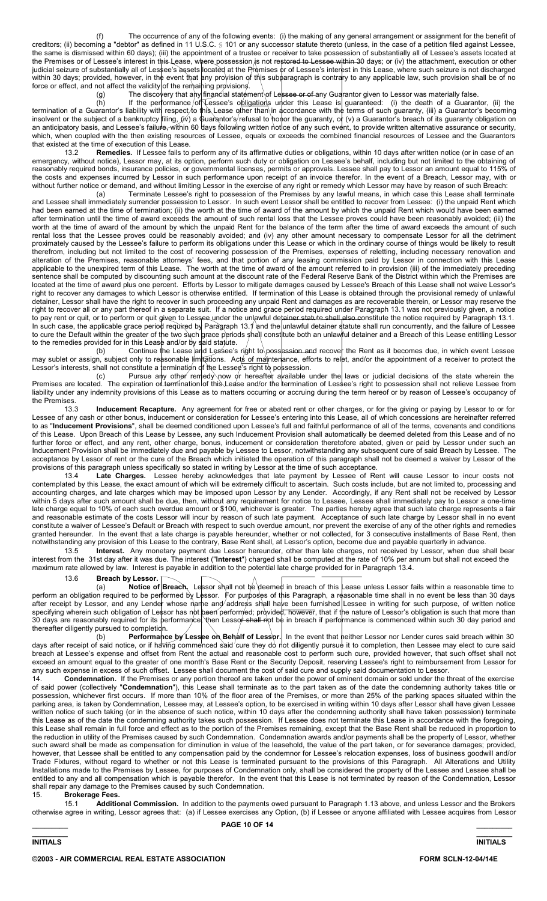(f) The occurrence of any of the following events: (i) the making of any general arrangement or assignment for the benefit of creditors; (ii) becoming a "debtor" as defined in 11 U.S.C. § 101 or any successor statute thereto (unless, in the case of a petition filed against Lessee, the same is dismissed within 60 days); (iii) the appointment of a trustee or receiver to take possession of substantially all of Lessee's assets located at the Premises or of Lessee's interest in this Lease, where possession is not restored to Lessee within 30 days; or (iv) the attachment, execution or other judicial seizure of substantially all of Lessee's assets located at the Premises or of Lessee's interest in this Lease, where such seizure is not discharged within 30 days; provided, however, in the event that any provision of this subparagraph is contrary to any applicable law, such provision shall be of no force or effect, and not affect the validity of the remaining provisions.

(g) The discovery that any financial statement of Lessee or of any Guarantor given to Lessor was materially false.

(h) If the performance of Lessee's obligations under this Lease is guaranteed: (i) the death of a Guarantor, (ii) the termination of a Guarantor's liability with respect to this Lease other than in accordance with the terms of such guaranty, (iii) a Guarantor's becoming insolvent or the subject of a bankruptcy filing, (iv) a Guarantor's refusal to honor the guaranty, or (v) a Guarantor's breach of its guaranty obligation on an anticipatory basis, and Lessee's failure, within 60 days following written notice of any such event, to provide written alternative assurance or security, which, when coupled with the then existing resources of Lessee, equals or exceeds the combined financial resources of Lessee and the Guarantors that existed at the time of execution of this Lease.

13.2 **Remedies.** If Lessee fails to perform any of its affirmative duties or obligations, within 10 days after written notice (or in case of an emergency, without notice), Lessor may, at its option, perform such duty or obligation on Lessee's behalf, including but not limited to the obtaining of reasonably required bonds, insurance policies, or governmental licenses, permits or approvals. Lessee shall pay to Lessor an amount equal to 115% of the costs and expenses incurred by Lessor in such performance upon receipt of an invoice therefor. In the event of a Breach, Lessor may, with or without further notice or demand, and without limiting Lessor in the exercise of any right or remedy which Lessor may have by reason of such Breach:

(a) Terminate Lessee's right to possession of the Premises by any lawful means, in which case this Lease shall terminate and Lessee shall immediately surrender possession to Lessor. In such event Lessor shall be entitled to recover from Lessee: (i) the unpaid Rent which had been earned at the time of termination; (ii) the worth at the time of award of the amount by which the unpaid Rent which would have been earned after termination until the time of award exceeds the amount of such rental loss that the Lessee proves could have been reasonably avoided; (iii) the worth at the time of award of the amount by which the unpaid Rent for the balance of the term after the time of award exceeds the amount of such rental loss that the Lessee proves could be reasonably avoided; and (iv) any other amount necessary to compensate Lessor for all the detriment proximately caused by the Lessee's failure to perform its obligations under this Lease or which in the ordinary course of things would be likely to result therefrom, including but not limited to the cost of recovering possession of the Premises, expenses of reletting, including necessary renovation and alteration of the Premises, reasonable attorneys' fees, and that portion of any leasing commission paid by Lessor in connection with this Lease applicable to the unexpired term of this Lease. The worth at the time of award of the amount referred to in provision (iii) of the immediately preceding sentence shall be computed by discounting such amount at the discount rate of the Federal Reserve Bank of the District within which the Premises are located at the time of award plus one percent. Efforts by Lessor to mitigate damages caused by Lessee's Breach of this Lease shall not waive Lessor's right to recover any damages to which Lessor is otherwise entitled. If termination of this Lease is obtained through the provisional remedy of unlawful detainer, Lessor shall have the right to recover in such proceeding any unpaid Rent and damages as are recoverable therein, or Lessor may reserve the right to recover all or any part thereof in a separate suit. If a notice and grace period required under Paragraph 13.1 was not previously given, a notice to pay rent or quit, or to perform or quit given to Lessee under the unlawful detainer statute shall also constitute the notice required by Paragraph 13.1. In such case, the applicable grace period required by Paragraph 13.1 and the unlawful detainer statute shall run concurrently, and the failure of Lessee to cure the Default within the greater of the two such grace periods shall constitute both an unlawful detainer and a Breach of this Lease entitling Lessor to the remedies provided for in this Lease and/or by said statute.

(b) Continue the Lease and Lessee's right to possession and recover the Rent as it becomes due, in which event Lessee may sublet or assign, subject only to reasonable limitations. Acts of maintenance, efforts to relet, and/or the appointment of a receiver to protect the Lessor's interests, shall not constitute a termination of the Lessee's right to possession.

(c) Pursue any other remedy now or hereafter available under the laws or judicial decisions of the state wherein the Premises are located. The expiration or termination of this Lease and/or the termination of Lessee's right to possession shall not relieve Lessee from liability under any indemnity provisions of this Lease as to matters occurring or accruing during the term hereof or by reason of Lessee's occupancy of the Premises.

13.3 **Inducement Recapture.** Any agreement for free or abated rent or other charges, or for the giving or paying by Lessor to or for Lessee of any cash or other bonus, inducement or consideration for Lessee's entering into this Lease, all of which concessions are hereinafter referred to as "**Inducement Provisions**", shall be deemed conditioned upon Lessee's full and faithful performance of all of the terms, covenants and conditions of this Lease. Upon Breach of this Lease by Lessee, any such Inducement Provision shall automatically be deemed deleted from this Lease and of no further force or effect, and any rent, other charge, bonus, inducement or consideration theretofore abated, given or paid by Lessor under such an Inducement Provision shall be immediately due and payable by Lessee to Lessor, notwithstanding any subsequent cure of said Breach by Lessee. The acceptance by Lessor of rent or the cure of the Breach which initiated the operation of this paragraph shall not be deemed a waiver by Lessor of the provisions of this paragraph unless specifically so stated in writing by Lessor at the time of such acceptance.

13.4 **Late Charges.** Lessee hereby acknowledges that late payment by Lessee of Rent will cause Lessor to incur costs not contemplated by this Lease, the exact amount of which will be extremely difficult to ascertain. Such costs include, but are not limited to, processing and accounting charges, and late charges which may be imposed upon Lessor by any Lender. Accordingly, if any Rent shall not be received by Lessor within 5 days after such amount shall be due, then, without any requirement for notice to Lessee, Lessee shall immediately pay to Lessor a one-time late charge equal to 10% of each such overdue amount or $100, whichever is greater. The parties hereby agree that such late charge represents a fair and reasonable estimate of the costs Lessor will incur by reason of such late payment. Acceptance of such late charge by Lessor shall in no event constitute a waiver of Lessee's Default or Breach with respect to such overdue amount, nor prevent the exercise of any of the other rights and remedies granted hereunder. In the event that a late charge is payable hereunder, whether or not collected, for 3 consecutive installments of Base Rent, then notwithstanding any provision of this Lease to the contrary, Base Rent shall, at Lessor's option, become due and payable quarterly in advance.

13.5 **Interest.** Any monetary payment due Lessor hereunder, other than late charges, not received by Lessor, when due shall bear interest from the 31st day after it was due. The interest ("**Interest**") charged shall be computed at the rate of 10% per annum but shall not exceed the maximum rate allowed by law. Interest is payable in addition to the potential late charge provided for in Paragraph 13.4.

13.6 **Breach by Lessor.**

(a) **Notice of Breach.** Lessor shall not be deemed in breach of this Lease unless Lessor fails within a reasonable time to perform an obligation required to be performed by Lessor. For purposes of this Paragraph, a reasonable time shall in no event be less than 30 days after receipt by Lessor, and any Lender whose name and address shall have been furnished Lessee in writing for such purpose, of written notice specifying wherein such obligation of Lessor has not been performed; provided, however, that if the nature of Lessor's obligation is such that more than 30 days are reasonably required for its performance, then Lessor shall not be in breach if performance is commenced within such 30 day period and thereafter diligently pursued to completion.

(b) **Performance by Lessee on Behalf of Lessor.** In the event that neither Lessor nor Lender cures said breach within 30 days after receipt of said notice, or if having commenced said cure they do not diligently pursue it to completion, then Lessee may elect to cure said breach at Lessee's expense and offset from Rent the actual and reasonable cost to perform such cure, provided however, that such offset shall not exceed an amount equal to the greater of one month's Base Rent or the Security Deposit, reserving Lessee's right to reimbursement from Lessor for any such expense in excess of such offset. Lessee shall document the cost of said cure and supply said documentation to Lessor.

14. **Condemnation.** If the Premises or any portion thereof are taken under the power of eminent domain or sold under the threat of the exercise of said power (collectively "**Condemnation**"), this Lease shall terminate as to the part taken as of the date the condemning authority takes title or possession, whichever first occurs. If more than 10% of the floor area of the Premises, or more than 25% of the parking spaces situated within the parking area, is taken by Condemnation, Lessee may, at Lessee's option, to be exercised in writing within 10 days after Lessor shall have given Lessee written notice of such taking (or in the absence of such notice, within 10 days after the condemning authority shall have taken possession) terminate this Lease as of the date the condemning authority takes such possession. If Lessee does not terminate this Lease in accordance with the foregoing, this Lease shall remain in full force and effect as to the portion of the Premises remaining, except that the Base Rent shall be reduced in proportion to the reduction in utility of the Premises caused by such Condemnation. Condemnation awards and/or payments shall be the property of Lessor, whether such award shall be made as compensation for diminution in value of the leasehold, the value of the part taken, or for severance damages; provided, however, that Lessee shall be entitled to any compensation paid by the condemnor for Lessee's relocation expenses, loss of business goodwill and/or Trade Fixtures, without regard to whether or not this Lease is terminated pursuant to the provisions of this Paragraph. All Alterations and Utility Installations made to the Premises by Lessee, for purposes of Condemnation only, shall be considered the property of the Lessee and Lessee shall be entitled to any and all compensation which is payable therefor. In the event that this Lease is not terminated by reason of the Condemnation, Lessor shall repair any damage to the Premises caused by such Condemnation.

15. **Brokerage Fees.**

15.1 **Additional Commission.** In addition to the payments owed pursuant to Paragraph 1.13 above, and unless Lessor and the Brokers otherwise agree in writing, Lessor agrees that: (a) if Lessee exercises any Option, (b) if Lessee or anyone affiliated with Lessee acquires from Lessor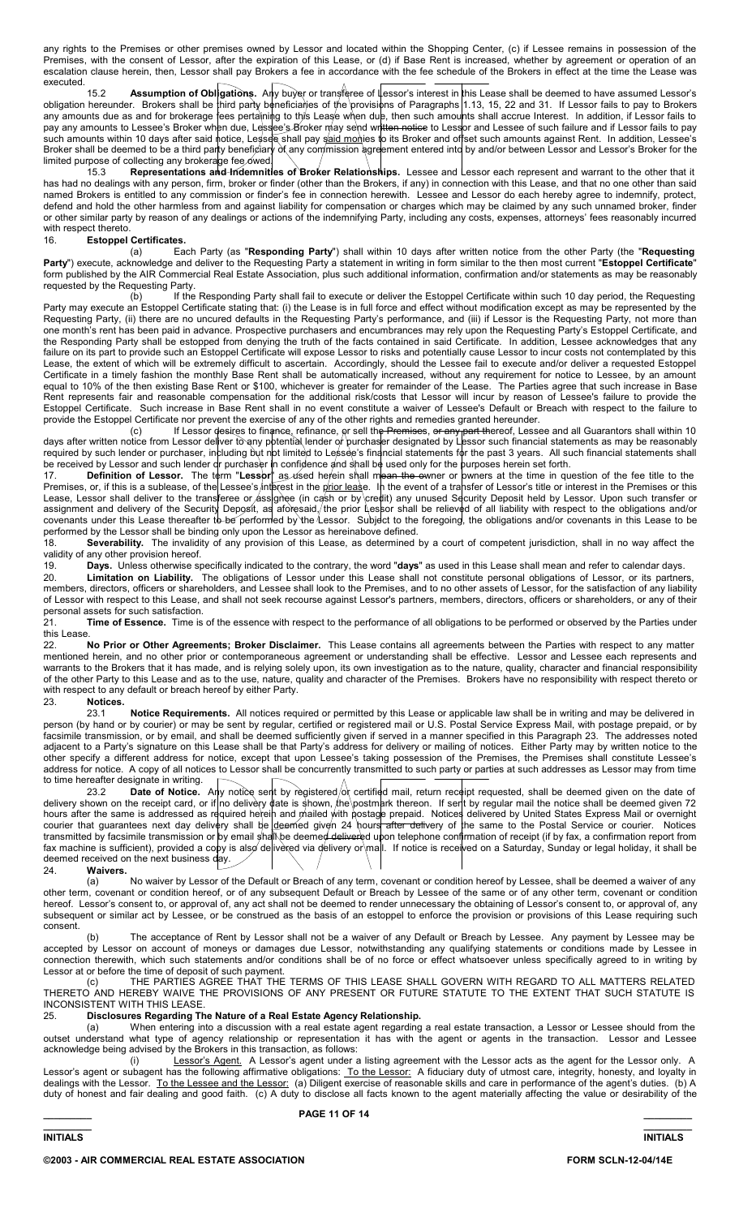any rights to the Premises or other premises owned by Lessor and located within the Shopping Center, (c) if Lessee remains in possession of the Premises, with the consent of Lessor, after the expiration of this Lease, or (d) if Base Rent is increased, whether by agreement or operation of an escalation clause herein, then, Lessor shall pay Brokers a fee in accordance with the fee schedule of the Brokers in effect at the time the Lease was executed.

15.2 **Assumption of Obligations.** Any buyer or transferee of Lessor's interest in this Lease shall be deemed to have assumed Lessor's obligation hereunder. Brokers shall be third party beneficiaries of the provisions of Paragraphs 1.13, 15, 22 and 31. If Lessor fails to pay to Brokers any amounts due as and for brokerage fees pertaining to this Lease when due, then such amounts shall accrue Interest. In addition, if Lessor fails to pay any amounts to Lessee's Broker when due, Lessee's Broker may send written notice to Lessor and Lessee of such failure and if Lessor fails to pay such amounts within 10 days after said notice, Lessee shall pay said monies to its Broker and offset such amounts against Rent. In addition, Lessee's Broker shall be deemed to be a third party beneficiary of any commission agreement entered into by and/or between Lessor and Lessor's Broker for the limited purpose of collecting any brokerage fee owed.

15.3 **Representations and Indemnities of Broker Relationships.** Lessee and Lessor each represent and warrant to the other that it has had no dealings with any person, firm, broker or finder (other than the Brokers, if any) in connection with this Lease, and that no one other than said named Brokers is entitled to any commission or finder's fee in connection herewith. Lessee and Lessor do each hereby agree to indemnify, protect, defend and hold the other harmless from and against liability for compensation or charges which may be claimed by any such unnamed broker, finder or other similar party by reason of any dealings or actions of the indemnifying Party, including any costs, expenses, attorneys' fees reasonably incurred with respect thereto.

16. **Estoppel Certificates.**

(a) Each Party (as "**Responding Party**") shall within 10 days after written notice from the other Party (the "**Requesting Party**") execute, acknowledge and deliver to the Requesting Party a statement in writing in form similar to the then most current "**Estoppel Certificate**" form published by the AIR Commercial Real Estate Association, plus such additional information, confirmation and/or statements as may be reasonably requested by the Requesting Party.

(b) If the Responding Party shall fail to execute or deliver the Estoppel Certificate within such 10 day period, the Requesting Party may execute an Estoppel Certificate stating that: (i) the Lease is in full force and effect without modification except as may be represented by the Requesting Party, (ii) there are no uncured defaults in the Requesting Party's performance, and (iii) if Lessor is the Requesting Party, not more than one month's rent has been paid in advance. Prospective purchasers and encumbrances may rely upon the Requesting Party's Estoppel Certificate, and the Responding Party shall be estopped from denying the truth of the facts contained in said Certificate. In addition, Lessee acknowledges that any failure on its part to provide such an Estoppel Certificate will expose Lessor to risks and potentially cause Lessor to incur costs not contemplated by this Lease, the extent of which will be extremely difficult to ascertain. Accordingly, should the Lessee fail to execute and/or deliver a requested Estoppel Certificate in a timely fashion the monthly Base Rent shall be automatically increased, without any requirement for notice to Lessee, by an amount equal to 10% of the then existing Base Rent or $100, whichever is greater for remainder of the Lease. The Parties agree that such increase in Base Rent represents fair and reasonable compensation for the additional risk/costs that Lessor will incur by reason of Lessee's failure to provide the Estoppel Certificate. Such increase in Base Rent shall in no event constitute a waiver of Lessee's Default or Breach with respect to the failure to provide the Estoppel Certificate nor prevent the exercise of any of the other rights and remedies granted hereunder.

(c) If Lessor desires to finance, refinance, or sell the Premises, or any part thereof, Lessee and all Guarantors shall within 10 days after written notice from Lessor deliver to any potential lender or purchaser designated by Lessor such financial statements as may be reasonably required by such lender or purchaser, including but not limited to Lessee's financial statements for the past 3 years. All such financial statements shall be received by Lessor and such lender or purchaser in confidence and shall be used only for the purposes herein set forth.

17. **Definition of Lessor.** The term "**Lessor**" as used herein shall mean the owner or owners at the time in question of the fee title to the Premises, or, if this is a sublease, of the Lessee's interest in the prior lease. In the event of a transfer of Lessor's title or interest in the Premises or this Lease, Lessor shall deliver to the transferee or assignee (in cash or by credit) any unused Security Deposit held by Lessor. Upon such transfer or assignment and delivery of the Security Deposit, as aforesaid, the prior Lessor shall be relieved of all liability with respect to the obligations and/or covenants under this Lease thereafter to be performed by the Lessor. Subject to the foregoing, the obligations and/or covenants in this Lease to be performed by the Lessor shall be binding only upon the Lessor as hereinabove defined.

18. **Severability.** The invalidity of any provision of this Lease, as determined by a court of competent jurisdiction, shall in no way affect the validity of any other provision hereof.

19. **Days.** Unless otherwise specifically indicated to the contrary, the word "**days**" as used in this Lease shall mean and refer to calendar days.

20. **Limitation on Liability.** The obligations of Lessor under this Lease shall not constitute personal obligations of Lessor, or its partners, members, directors, officers or shareholders, and Lessee shall look to the Premises, and to no other assets of Lessor, for the satisfaction of any liability of Lessor with respect to this Lease, and shall not seek recourse against Lessor's partners, members, directors, officers or shareholders, or any of their personal assets for such satisfaction.

21. **Time of Essence.** Time is of the essence with respect to the performance of all obligations to be performed or observed by the Parties under this Lease.

22. **No Prior or Other Agreements; Broker Disclaimer.** This Lease contains all agreements between the Parties with respect to any matter mentioned herein, and no other prior or contemporaneous agreement or understanding shall be effective. Lessor and Lessee each represents and warrants to the Brokers that it has made, and is relying solely upon, its own investigation as to the nature, quality, character and financial responsibility of the other Party to this Lease and as to the use, nature, quality and character of the Premises. Brokers have no responsibility with respect thereto or with respect to any default or breach hereof by either Party.

23. **Notices.**

23.1 **Notice Requirements.** All notices required or permitted by this Lease or applicable law shall be in writing and may be delivered in person (by hand or by courier) or may be sent by regular, certified or registered mail or U.S. Postal Service Express Mail, with postage prepaid, or by facsimile transmission, or by email, and shall be deemed sufficiently given if served in a manner specified in this Paragraph 23. The addresses noted adjacent to a Party's signature on this Lease shall be that Party's address for delivery or mailing of notices. Either Party may by written notice to the other specify a different address for notice, except that upon Lessee's taking possession of the Premises, the Premises shall constitute Lessee's address for notice. A copy of all notices to Lessor shall be concurrently transmitted to such party or parties at such addresses as Lessor may from time to time hereafter designate in writing.

23.2 **Date of Notice.** Any notice sent by registered or certified mail, return receipt requested, shall be deemed given on the date of delivery shown on the receipt card, or if no delivery date is shown, the postmark thereon. If sent by regular mail the notice shall be deemed given 72 hours after the same is addressed as required herein and mailed with postage prepaid. Notices delivered by United States Express Mail or overnight courier that guarantees next day delivery shall be deemed given 24 hours after delivery of the same to the Postal Service or courier. Notices transmitted by facsimile transmission or by email shall be deemed delivered upon telephone confirmation of receipt (if by fax, a confirmation report from fax machine is sufficient), provided a copy is also delivered via delivery or mail. If notice is received on a Saturday, Sunday or legal holiday, it shall be deemed received on the next business day.

24. **Waivers.**

(a) No waiver by Lessor of the Default or Breach of any term, covenant or condition hereof by Lessee, shall be deemed a waiver of any other term, covenant or condition hereof, or of any subsequent Default or Breach by Lessee of the same or of any other term, covenant or condition hereof. Lessor's consent to, or approval of, any act shall not be deemed to render unnecessary the obtaining of Lessor's consent to, or approval of, any subsequent or similar act by Lessee, or be construed as the basis of an estoppel to enforce the provision or provisions of this Lease requiring such consent.

(b) The acceptance of Rent by Lessor shall not be a waiver of any Default or Breach by Lessee. Any payment by Lessee may be accepted by Lessor on account of moneys or damages due Lessor, notwithstanding any qualifying statements or conditions made by Lessee in connection therewith, which such statements and/or conditions shall be of no force or effect whatsoever unless specifically agreed to in writing by Lessor at or before the time of deposit of such payment.

(c) THE PARTIES AGREE THAT THE TERMS OF THIS LEASE SHALL GOVERN WITH REGARD TO ALL MATTERS RELATED THERETO AND HEREBY WAIVE THE PROVISIONS OF ANY PRESENT OR FUTURE STATUTE TO THE EXTENT THAT SUCH STATUTE IS INCONSISTENT WITH THIS LEASE.

25. **Disclosures Regarding The Nature of a Real Estate Agency Relationship.**

(a) When entering into a discussion with a real estate agent regarding a real estate transaction, a Lessor or Lessee should from the outset understand what type of agency relationship or representation it has with the agent or agents in the transaction. Lessor and Lessee acknowledge being advised by the Brokers in this transaction, as follows:

(i) Lessor's Agent. A Lessor's agent under a listing agreement with the Lessor acts as the agent for the Lessor only. A Lessor's agent or subagent has the following affirmative obligations: To the Lessor: A fiduciary duty of utmost care, integrity, honesty, and loyalty in dealings with the Lessor. To the Lessee and the Lessor: (a) Diligent exercise of reasonable skills and care in performance of the agent's duties. (b) A duty of honest and fair dealing and good faith. (c) A duty to disclose all facts known to the agent materially affecting the value or desirability of the

INITIALS INITIALS

©2003 - AIR COMMERCIAL REAL ESTATE ASSOCIATION FORM SCLN-12-04/14E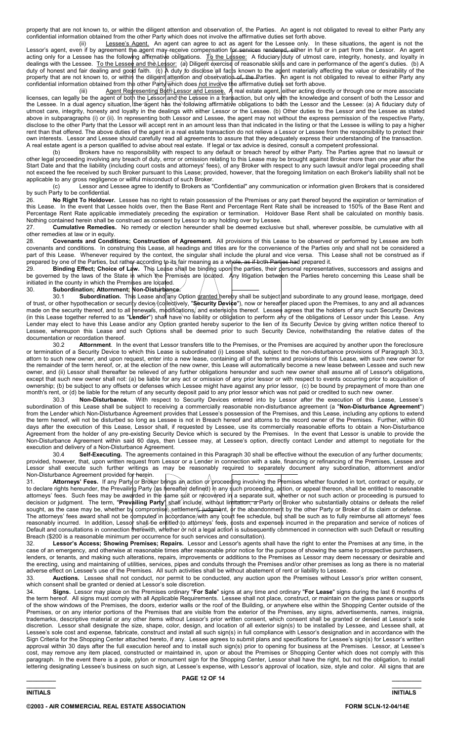property that are not known to, or within the diligent attention and observation of, the Parties. An agent is not obligated to reveal to either Party any confidential information obtained from the other Party which does not involve the affirmative duties set forth above.

(ii) Lessee's Agent. An agent can agree to act as agent for the Lessee only. In these situations, the agent is not the Lessor's agent, even if by agreement the agent may receive compensation for services rendered, either in full or in part from the Lessor. An agent acting only for a Lessee has the following affirmative obligations. To the Lessee: A fiduciary duty of utmost care, integrity, honesty, and loyalty in dealings with the Lessee. To the Lessee and the Lessor: (a) Diligent exercise of reasonable skills and care in performance of the agent's duties. (b) A duty of honest and fair dealing and good faith. (c) A duty to disclose all facts known to the agent materially affecting the value or desirability of the property that are not known to, or within the diligent attention and observation of, the Parties. An agent is not obligated to reveal to either Party any confidential information obtained from the other Party which does not involve the affirmative duties set forth above.

(iii) Agent Representing Both Lessor and Lessee. A real estate agent, either acting directly or through one or more associate licenses, can legally be the agent of both the Lessor and the Lessee in a transaction, but only with the knowledge and consent of both the Lessor and the Lessee. In a dual agency situation, the agent has the following affirmative obligations to both the Lessor and the Lessee: (a) A fiduciary duty of utmost care, integrity, honesty and loyalty in the dealings with either Lessor or the Lessee. (b) Other duties to the Lessor and the Lessee as stated above in subparagraphs (i) or (ii). In representing both Lessor and Lessee, the agent may not without the express permission of the respective Party, disclose to the other Party that the Lessor will accept rent in an amount less than that indicated in the listing or that the Lessee is willing to pay a higher rent than that offered. The above duties of the agent in a real estate transaction do not relieve a Lessor or Lessee from the responsibility to protect their own interests. Lessor and Lessee should carefully read all agreements to assure that they adequately express their understanding of the transaction. A real estate agent is a person qualified to advise about real estate. If legal or tax advice is desired, consult a competent professional.

(b) Brokers have no responsibility with respect to any default or breach hereof by either Party. The Parties agree that no lawsuit or other legal proceeding involving any breach of duty, error or omission relating to this Lease may be brought against Broker more than one year after the Start Date and that the liability (including court costs and attorneys' fees), of any Broker with respect to any such lawsuit and/or legal proceeding shall not exceed the fee received by such Broker pursuant to this Lease; provided, however, that the foregoing limitation on each Broker's liability shall not be applicable to any gross negligence or willful misconduct of such Broker.

(c) Lessor and Lessee agree to identify to Brokers as "Confidential" any communication or information given Brokers that is considered by such Party to be confidential.

26. **No Right To Holdover.** Lessee has no right to retain possession of the Premises or any part thereof beyond the expiration or termination of this Lease. In the event that Lessee holds over, then the Base Rent and Percentage Rent Rate shall be increased to 150% of the Base Rent and Percentage Rent Rate applicable immediately preceding the expiration or termination. Holdover Base Rent shall be calculated on monthly basis. Nothing contained herein shall be construed as consent by Lessor to any holding over by Lessee.

27. **Cumulative Remedies.** No remedy or election hereunder shall be deemed exclusive but shall, wherever possible, be cumulative with all other remedies at law or in equity.

28. **Covenants and Conditions; Construction of Agreement.** All provisions of this Lease to be observed or performed by Lessee are both covenants and conditions. In construing this Lease, all headings and titles are for the convenience of the Parties only and shall not be considered a part of this Lease. Whenever required by the context, the singular shall include the plural and vice versa. This Lease shall not be construed as if prepared by one of the Parties, but rather according to its fair meaning as a whole, as if both Parties had prepared it.

29. **Binding Effect; Choice of Law.** This Lease shall be binding upon the parties, their personal representatives, successors and assigns and be governed by the laws of the State in which the Premises are located. Any litigation between the Parties hereto concerning this Lease shall be initiated in the county in which the Premises are located.

30. **Subordination; Attornment; Non-Disturbance.**

30.1 **Subordination.** This Lease and any Option granted hereby shall be subject and subordinate to any ground lease, mortgage, deed of trust, or other hypothecation or security device (collectively, "**Security Device**"), now or hereafter placed upon the Premises, to any and all advances made on the security thereof, and to all renewals, modifications, and extensions thereof. Lessee agrees that the holders of any such Security Devices (in this Lease together referred to as "**Lender**") shall have no liability or obligation to perform any of the obligations of Lessor under this Lease. Any Lender may elect to have this Lease and/or any Option granted hereby superior to the lien of its Security Device by giving written notice thereof to Lessee, whereupon this Lease and such Options shall be deemed prior to such Security Device, notwithstanding the relative dates of the documentation or recordation thereof.

30.2 **Attornment**. In the event that Lessor transfers title to the Premises, or the Premises are acquired by another upon the foreclosure or termination of a Security Device to which this Lease is subordinated (i) Lessee shall, subject to the non-disturbance provisions of Paragraph 30.3, attorn to such new owner, and upon request, enter into a new lease, containing all of the terms and provisions of this Lease, with such new owner for the remainder of the term hereof, or, at the election of the new owner, this Lease will automatically become a new lease between Lessee and such new owner, and (ii) Lessor shall thereafter be relieved of any further obligations hereunder and such new owner shall assume all of Lessor's obligations, except that such new owner shall not: (a) be liable for any act or omission of any prior lessor or with respect to events occurring prior to acquisition of ownership; (b) be subject to any offsets or defenses which Lessee might have against any prior lessor, (c) be bound by prepayment of more than one month's rent, or (d) be liable for the return of any security deposit paid to any prior lessor which was not paid or credited to such new owner.

30.3 **Non-Disturbance.** With respect to Security Devices entered into by Lessor after the execution of this Lease, Lessee's subordination of this Lease shall be subject to receiving a commercially reasonable non-disturbance agreement (a "**Non-Disturbance Agreement**") from the Lender which Non-Disturbance Agreement provides that Lessee's possession of the Premises, and this Lease, including any options to extend the term hereof, will not be disturbed so long as Lessee is not in Breach hereof and attorns to the record owner of the Premises. Further, within 60 days after the execution of this Lease, Lessor shall, if requested by Lessee, use its commercially reasonable efforts to obtain a Non-Disturbance Agreement from the holder of any pre-existing Security Device which is secured by the Premises. In the event that Lessor is unable to provide the Non-Disturbance Agreement within said 60 days, then Lessee may, at Lessee's option, directly contact Lender and attempt to negotiate for the execution and delivery of a Non-Disturbance Agreement.

30.4 **Self-Executing.** The agreements contained in this Paragraph 30 shall be effective without the execution of any further documents; provided, however, that, upon written request from Lessor or a Lender in connection with a sale, financing or refinancing of the Premises, Lessee and Lessor shall execute such further writings as may be reasonably required to separately document any subordination, attornment and/or Non-Disturbance Agreement provided for herein.

31. **Attorneys' Fees.** If any Party or Broker brings an action or proceeding involving the Premises whether founded in tort, contract or equity, or to declare rights hereunder, the Prevailing Party (as hereafter defined) in any such proceeding, action, or appeal thereon, shall be entitled to reasonable attorneys' fees. Such fees may be awarded in the same suit or recovered in a separate suit, whether or not such action or proceeding is pursued to decision or judgment. The term, "**Prevailing Party**" shall include, without limitation, a Party or Broker who substantially obtains or defeats the relief sought, as the case may be, whether by compromise, settlement, judgment, or the abandonment by the other Party or Broker of its claim or defense. The attorneys' fees award shall not be computed in accordance with any court fee schedule, but shall be such as to fully reimburse all attorneys' fees reasonably incurred. In addition, Lessor shall be entitled to attorneys' fees, costs and expenses incurred in the preparation and service of notices of Default and consultations in connection therewith, whether or not a legal action is subsequently commenced in connection with such Default or resulting Breach ($200 is a reasonable minimum per occurrence for such services and consultation).

32. **Lessor's Access; Showing Premises; Repairs.** Lessor and Lessor's agents shall have the right to enter the Premises at any time, in the case of an emergency, and otherwise at reasonable times after reasonable prior notice for the purpose of showing the same to prospective purchasers, lenders, or tenants, and making such alterations, repairs, improvements or additions to the Premises as Lessor may deem necessary or desirable and the erecting, using and maintaining of utilities, services, pipes and conduits through the Premises and/or other premises as long as there is no material adverse effect on Lessee's use of the Premises. All such activities shall be without abatement of rent or liability to Lessee.

33. **Auctions.** Lessee shall not conduct, nor permit to be conducted, any auction upon the Premises without Lessor's prior written consent, which consent shall be granted or denied at Lessor's sole discretion.

34. **Signs.** Lessor may place on the Premises ordinary "**For Sale**" signs at any time and ordinary "**For Lease**" signs during the last 6 months of the term hereof. All signs must comply with all Applicable Requirements. Lessee shall not place, construct, or maintain on the glass panes or supports of the show windows of the Premises, the doors, exterior walls or the roof of the Building, or anywhere else within the Shopping Center outside of the Premises, or on any interior portions of the Premises that are visible from the exterior of the Premises, any signs, advertisements, names, insignia, trademarks, descriptive material or any other items without Lessor's prior written consent, which consent shall be granted or denied at Lessor's sole discretion. Lessor shall designate the size, shape, color, design, and location of all exterior sign(s) to be installed by Lessee, and Lessee shall, at Lessee's sole cost and expense, fabricate, construct and install all such sign(s) in full compliance with Lessor's designation and in accordance with the Sign Criteria for the Shopping Center attached hereto, if any. Lessee agrees to submit plans and specifications for Lessee's sign(s) for Lessor's written approval within 30 days after the full execution hereof and to install such sign(s) prior to opening for business at the Premises. Lessor, at Lessee's cost, may remove any item placed, constructed or maintained in, upon or about the Premises or Shopping Center which does not comply with this paragraph. In the event there is a pole, pylon or monument sign for the Shopping Center, Lessor shall have the right, but not the obligation, to install lettering designating Lessee's business on such sign, at Lessee's expense, with Lessor's approval of location, size, style and color. All signs that are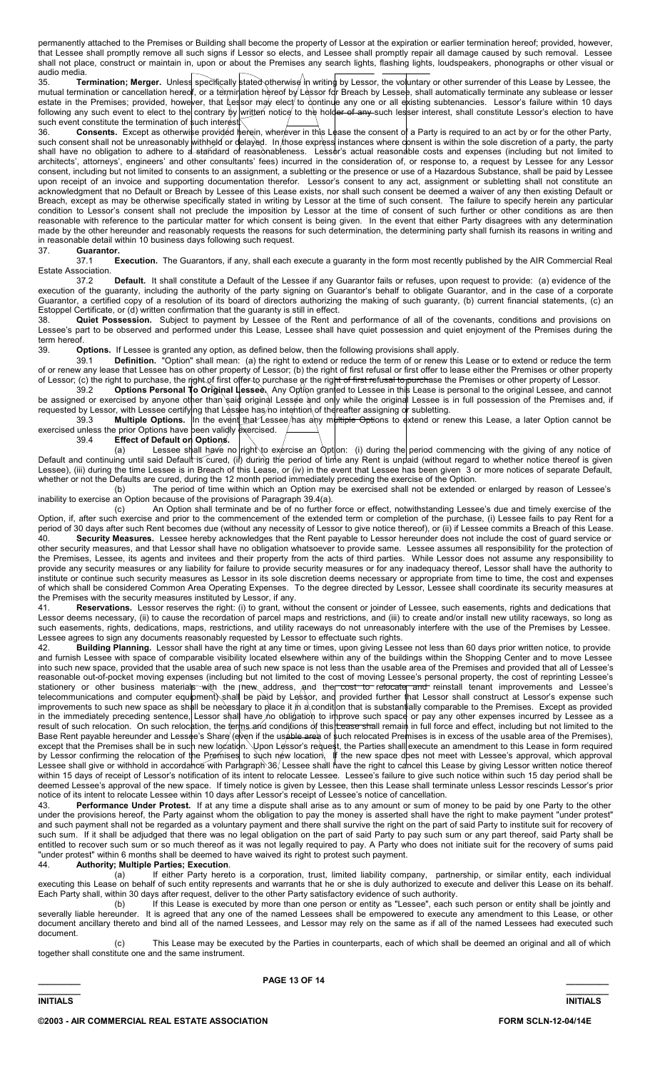permanently attached to the Premises or Building shall become the property of Lessor at the expiration or earlier termination hereof; provided, however, that Lessee shall promptly remove all such signs if Lessor so elects, and Lessee shall promptly repair all damage caused by such removal. Lessee shall not place, construct or maintain in, upon or about the Premises any search lights, flashing lights, loudspeakers, phonographs or other visual or audio media.

35. **Termination; Merger.** Unless specifically stated otherwise in writing by Lessor, the voluntary or other surrender of this Lease by Lessee, the mutual termination or cancellation hereof, or a termination hereof by Lessor for Breach by Lessee, shall automatically terminate any sublease or lesser estate in the Premises; provided, however, that Lessor may elect to continue any one or all existing subtenancies. Lessor's failure within 10 days following any such event to elect to the contrary by written notice to the holder of any such lesser interest, shall constitute Lessor's election to have such event constitute the termination of such interest.

36. **Consents.** Except as otherwise provided herein, wherever in this Lease the consent of a Party is required to an act by or for the other Party, such consent shall not be unreasonably withheld or delayed. In those express instances where consent is within the sole discretion of a party, the party shall have no obligation to adhere to a standard of reasonableness. Lessor's actual reasonable costs and expenses (including but not limited to architects', attorneys', engineers' and other consultants' fees) incurred in the consideration of, or response to, a request by Lessee for any Lessor consent, including but not limited to consents to an assignment, a subletting or the presence or use of a Hazardous Substance, shall be paid by Lessee upon receipt of an invoice and supporting documentation therefor. Lessor's consent to any act, assignment or subletting shall not constitute an acknowledgment that no Default or Breach by Lessee of this Lease exists, nor shall such consent be deemed a waiver of any then existing Default or Breach, except as may be otherwise specifically stated in writing by Lessor at the time of such consent. The failure to specify herein any particular condition to Lessor's consent shall not preclude the imposition by Lessor at the time of consent of such further or other conditions as are then reasonable with reference to the particular matter for which consent is being given. In the event that either Party disagrees with any determination made by the other hereunder and reasonably requests the reasons for such determination, the determining party shall furnish its reasons in writing and in reasonable detail within 10 business days following such request.

37. **Guarantor.**

37.1 **Execution.** The Guarantors, if any, shall each execute a guaranty in the form most recently published by the AIR Commercial Real Estate Association.

37.2 **Default.** It shall constitute a Default of the Lessee if any Guarantor fails or refuses, upon request to provide: (a) evidence of the execution of the guaranty, including the authority of the party signing on Guarantor's behalf to obligate Guarantor, and in the case of a corporate Guarantor, a certified copy of a resolution of its board of directors authorizing the making of such guaranty, (b) current financial statements, (c) an Estoppel Certificate, or (d) written confirmation that the guaranty is still in effect.

38. **Quiet Possession.** Subject to payment by Lessee of the Rent and performance of all of the covenants, conditions and provisions on Lessee's part to be observed and performed under this Lease, Lessee shall have quiet possession and quiet enjoyment of the Premises during the term hereof.

39. **Options.** If Lessee is granted any option, as defined below, then the following provisions shall apply.

39.1 **Definition.** "Option" shall mean: (a) the right to extend or reduce the term of or renew this Lease or to extend or reduce the term of or renew any lease that Lessee has on other property of Lessor; (b) the right of first refusal or first offer to lease either the Premises or other property of Lessor; (c) the right to purchase, the right of first offer to purchase or the right of first refusal to purchase the Premises or other property of Lessor.

39.2 **Options Personal To Original Lessee.** Any Option granted to Lessee in this Lease is personal to the original Lessee, and cannot be assigned or exercised by anyone other than said original Lessee and only while the original Lessee is in full possession of the Premises and, if requested by Lessor, with Lessee certifying that Lessee has no intention of thereafter assigning or subletting.

39.3 **Multiple Options.** In the event that Lessee has any multiple Options to extend or renew this Lease, a later Option cannot be exercised unless the prior Options have been validly exercised.

39.4 **Effect of Default on Options.**

(a) Lessee shall have no right to exercise an Option: (i) during the period commencing with the giving of any notice of Default and continuing until said Default is cured, (ii) during the period of time any Rent is unpaid (without regard to whether notice thereof is given Lessee), (iii) during the time Lessee is in Breach of this Lease, or (iv) in the event that Lessee has been given 3 or more notices of separate Default, whether or not the Defaults are cured, during the 12 month period immediately preceding the exercise of the Option.

(b) The period of time within which an Option may be exercised shall not be extended or enlarged by reason of Lessee's inability to exercise an Option because of the provisions of Paragraph 39.4(a).

(c) An Option shall terminate and be of no further force or effect, notwithstanding Lessee's due and timely exercise of the Option, if, after such exercise and prior to the commencement of the extended term or completion of the purchase, (i) Lessee fails to pay Rent for a period of 30 days after such Rent becomes due (without any necessity of Lessor to give notice thereof), or (ii) if Lessee commits a Breach of this Lease.

40. **Security Measures.** Lessee hereby acknowledges that the Rent payable to Lessor hereunder does not include the cost of guard service or other security measures, and that Lessor shall have no obligation whatsoever to provide same. Lessee assumes all responsibility for the protection of the Premises, Lessee, its agents and invitees and their property from the acts of third parties. While Lessor does not assume any responsibility to provide any security measures or any liability for failure to provide security measures or for any inadequacy thereof, Lessor shall have the authority to institute or continue such security measures as Lessor in its sole discretion deems necessary or appropriate from time to time, the cost and expenses of which shall be considered Common Area Operating Expenses. To the degree directed by Lessor, Lessee shall coordinate its security measures at the Premises with the security measures instituted by Lessor, if any.

41. **Reservations.** Lessor reserves the right: (i) to grant, without the consent or joinder of Lessee, such easements, rights and dedications that Lessor deems necessary, (ii) to cause the recordation of parcel maps and restrictions, and (iii) to create and/or install new utility raceways, so long as such easements, rights, dedications, maps, restrictions, and utility raceways do not unreasonably interfere with the use of the Premises by Lessee. Lessee agrees to sign any documents reasonably requested by Lessor to effectuate such rights.

42. **Building Planning.** Lessor shall have the right at any time or times, upon giving Lessee not less than 60 days prior written notice, to provide and furnish Lessee with space of comparable visibility located elsewhere within any of the buildings within the Shopping Center and to move Lessee into such new space, provided that the usable area of such new space is not less than the usable area of the Premises and provided that all of Lessee's reasonable out-of-pocket moving expenses (including but not limited to the cost of moving Lessee's personal property, the cost of reprinting Lessee's stationery or other business materials with the new address, and the cost to relocate and reinstall tenant improvements and Lessee's telecommunications and computer equipment) shall be paid by Lessor, and provided further that Lessor shall construct at Lessor's expense such improvements to such new space as shall be necessary to place it in a condition that is substantially comparable to the Premises. Except as provided in the immediately preceding sentence, Lessor shall have no obligation to improve such space or pay any other expenses incurred by Lessee as a result of such relocation. On such relocation, the terms and conditions of this Lease shall remain in full force and effect, including but not limited to the Base Rent payable hereunder and Lessee's Share (even if the usable area of such relocated Premises is in excess of the usable area of the Premises), except that the Premises shall be in such new location. Upon Lessor's request, the Parties shall execute an amendment to this Lease in form required by Lessor confirming the relocation of the Premises to such new location. If the new space does not meet with Lessee's approval, which approval Lessee shall give or withhold in accordance with Paragraph 36, Lessee shall have the right to cancel this Lease by giving Lessor written notice thereof within 15 days of receipt of Lessor's notification of its intent to relocate Lessee. Lessee's failure to give such notice within such 15 day period shall be deemed Lessee's approval of the new space. If timely notice is given by Lessee, then this Lease shall terminate unless Lessor rescinds Lessor's prior notice of its intent to relocate Lessee within 10 days after Lessor's receipt of Lessee's notice of cancellation.

43. **Performance Under Protest.** If at any time a dispute shall arise as to any amount or sum of money to be paid by one Party to the other under the provisions hereof, the Party against whom the obligation to pay the money is asserted shall have the right to make payment "under protest" and such payment shall not be regarded as a voluntary payment and there shall survive the right on the part of said Party to institute suit for recovery of such sum. If it shall be adjudged that there was no legal obligation on the part of said Party to pay such sum or any part thereof, said Party shall be entitled to recover such sum or so much thereof as it was not legally required to pay. A Party who does not initiate suit for the recovery of sums paid "under protest" within 6 months shall be deemed to have waived its right to protest such payment.

44. **Authority; Multiple Parties; Execution.**

(a) If either Party hereto is a corporation, trust, limited liability company, partnership, or similar entity, each individual executing this Lease on behalf of such entity represents and warrants that he or she is duly authorized to execute and deliver this Lease on its behalf. Each Party shall, within 30 days after request, deliver to the other Party satisfactory evidence of such authority.

(b) If this Lease is executed by more than one person or entity as "Lessee", each such person or entity shall be jointly and severally liable hereunder. It is agreed that any one of the named Lessees shall be empowered to execute any amendment to this Lease, or other document ancillary thereto and bind all of the named Lessees, and Lessor may rely on the same as if all of the named Lessees had executed such document.

(c) This Lease may be executed by the Parties in counterparts, each of which shall be deemed an original and all of which together shall constitute one and the same instrument.

_________ INITIALS _________ INITIALS

©2003 - AIR COMMERCIAL REAL ESTATE ASSOCIATION FORM SCLN-12-04/14E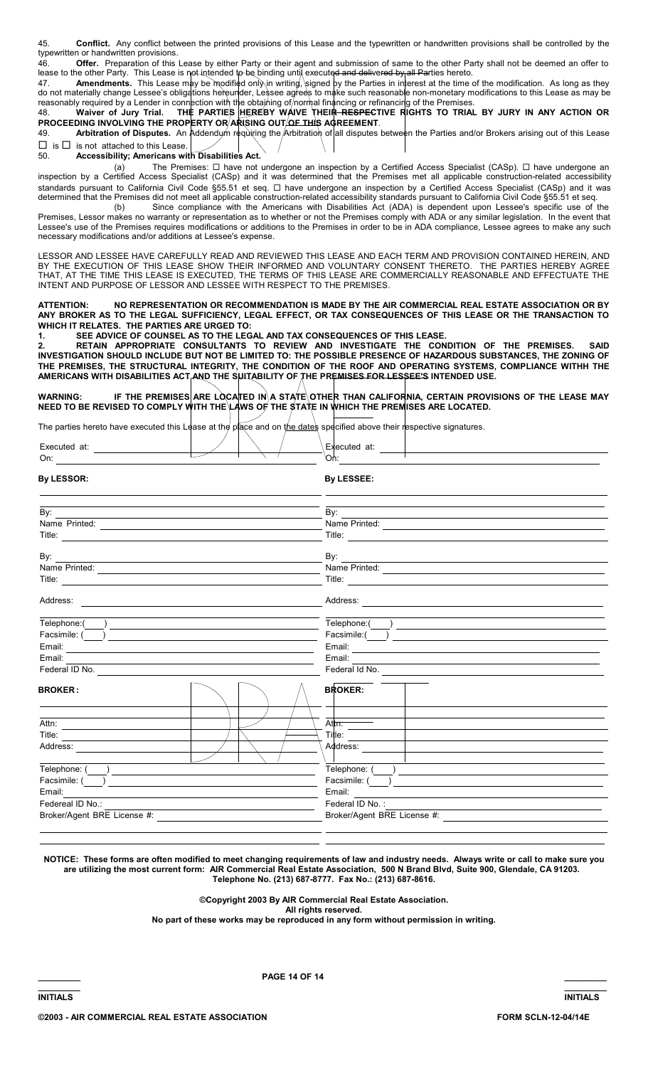45. **Conflict.** Any conflict between the printed provisions of this Lease and the typewritten or handwritten provisions shall be controlled by the typewritten or handwritten provisions.

46. **Offer.** Preparation of this Lease by either Party or their agent and submission of same to the other Party shall not be deemed an offer to lease to the other Party. This Lease is not intended to be binding until executed and delivered by all Parties hereto.

47. **Amendments.** This Lease may be modified only in writing, signed by the Parties in interest at the time of the modification. As long as they do not materially change Lessee's obligations hereunder, Lessee agrees to make such reasonable non-monetary modifications to this Lease as may be reasonably required by a Lender in connection with the obtaining of normal financing or refinancing of the Premises.

48. **Waiver of Jury Trial. THE PARTIES HEREBY WAIVE THEIR RESPECTIVE RIGHTS TO TRIAL BY JURY IN ANY ACTION OR PROCEEDING INVOLVING THE PROPERTY OR ARISING OUT OF THIS AGREEMENT**.

49. **Arbitration of Disputes.** An Addendum requiring the Arbitration of all disputes between the Parties and/or Brokers arising out of this Lease ☐ is ☐ is not attached to this Lease.

50. **Accessibility; Americans with Disabilities Act.**

(a) The Premises: ☐ have not undergone an inspection by a Certified Access Specialist (CASp). ☐ have undergone an inspection by a Certified Access Specialist (CASp) and it was determined that the Premises met all applicable construction-related accessibility standards pursuant to California Civil Code §55.51 et seq. ☐ have undergone an inspection by a Certified Access Specialist (CASp) and it was determined that the Premises did not meet all applicable construction-related accessibility standards pursuant to California Civil Code §55.51 et seq.

(b) Since compliance with the Americans with Disabilities Act (ADA) is dependent upon Lessee's specific use of the Premises, Lessor makes no warranty or representation as to whether or not the Premises comply with ADA or any similar legislation. In the event that Lessee's use of the Premises requires modifications or additions to the Premises in order to be in ADA compliance, Lessee agrees to make any such necessary modifications and/or additions at Lessee's expense.

LESSOR AND LESSEE HAVE CAREFULLY READ AND REVIEWED THIS LEASE AND EACH TERM AND PROVISION CONTAINED HEREIN, AND BY THE EXECUTION OF THIS LEASE SHOW THEIR INFORMED AND VOLUNTARY CONSENT THERETO. THE PARTIES HEREBY AGREE THAT, AT THE TIME THIS LEASE IS EXECUTED, THE TERMS OF THIS LEASE ARE COMMERCIALLY REASONABLE AND EFFECTUATE THE INTENT AND PURPOSE OF LESSOR AND LESSEE WITH RESPECT TO THE PREMISES.

**ATTENTION: NO REPRESENTATION OR RECOMMENDATION IS MADE BY THE AIR COMMERCIAL REAL ESTATE ASSOCIATION OR BY ANY BROKER AS TO THE LEGAL SUFFICIENCY, LEGAL EFFECT, OR TAX CONSEQUENCES OF THIS LEASE OR THE TRANSACTION TO WHICH IT RELATES. THE PARTIES ARE URGED TO:**

**1. SEE ADVICE OF COUNSEL AS TO THE LEGAL AND TAX CONSEQUENCES OF THIS LEASE.**

**2. RETAIN APPROPRIATE CONSULTANTS TO REVIEW AND INVESTIGATE THE CONDITION OF THE PREMISES. SAID INVESTIGATION SHOULD INCLUDE BUT NOT BE LIMITED TO: THE POSSIBLE PRESENCE OF HAZARDOUS SUBSTANCES, THE ZONING OF THE PREMISES, THE STRUCTURAL INTEGRITY, THE CONDITION OF THE ROOF AND OPERATING SYSTEMS, COMPLIANCE WITHH THE AMERICANS WITH DISABILITIES ACT AND THE SUITABILITY OF THE PREMISES FOR LESSEE'S INTENDED USE.**

**WARNING: IF THE PREMISES ARE LOCATED IN A STATE OTHER THAN CALIFORNIA, CERTAIN PROVISIONS OF THE LEASE MAY NEED TO BE REVISED TO COMPLY WITH THE LAWS OF THE STATE IN WHICH THE PREMISES ARE LOCATED.**

The parties hereto have executed this Lease at the place and on the dates specified above their respective signatures.

| | |
|---|---|
| Executed at: | Executed at: |
| On: | On: |
| **By LESSOR:** | **By LESSEE:** |
| | |
| By: | By: |
| Name Printed: | Name Printed: |
| Title: | Title: |
| By: | By: |
| Name Printed: | Name Printed: |
| Title: | Title: |
| Address: | Address: |
| Telephone:( ) | Telephone:( ) |
| Facsimile: ( ) | Facsimile:( ) |
| Email: | Email: |
| Email: | Email: |
| Federal ID No. | Federal Id No. |
| **BROKER:** | **BROKER:** |
| | |
| Attn: | Attn: |
| Title: | Title: |
| Address: | Address: |
| Telephone: ( ) | Telephone: ( ) |
| Facsimile: ( ) | Facsimile: ( ) |
| Email: | Email: |
| Federeal ID No.: | Federal ID No. : |
| Broker/Agent BRE License #: | Broker/Agent BRE License #: |

**NOTICE: These forms are often modified to meet changing requirements of law and industry needs. Always write or call to make sure you are utilizing the most current form: AIR Commercial Real Estate Association, 500 N Brand Blvd, Suite 900, Glendale, CA 91203. Telephone No. (213) 687-8777. Fax No.: (213) 687-8616.**

**©Copyright 2003 By AIR Commercial Real Estate Association.**
**All rights reserved.**
**No part of these works may be reproduced in any form without permission in writing.**

________ INITIALS ________ INITIALS